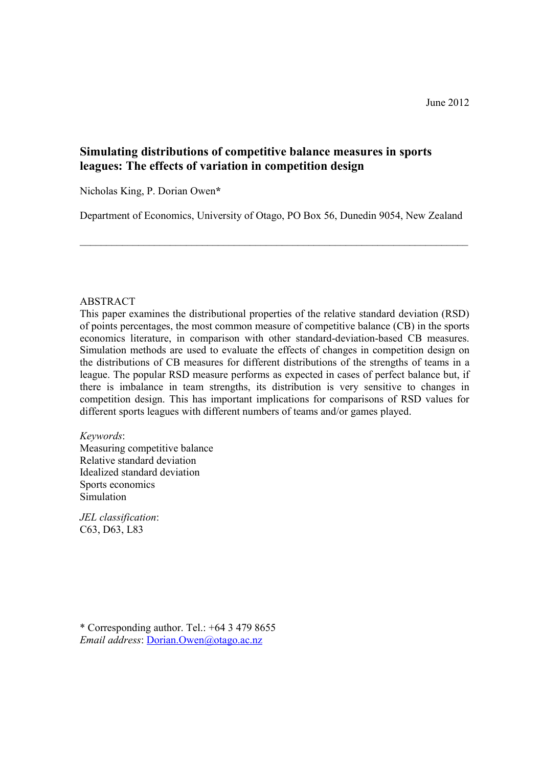June 2012

# Simulating distributions of competitive balance measures in sports leagues: The effects of variation in competition design

Nicholas King, P. Dorian Owen*

Department of Economics, University of Otago, PO Box 56, Dunedin 9054, New Zealand

---

ABSTRACT

This paper examines the distributional properties of the relative standard deviation (RSD) of points percentages, the most common measure of competitive balance (CB) in the sports economics literature, in comparison with other standard-deviation-based CB measures. Simulation methods are used to evaluate the effects of changes in competition design on the distributions of CB measures for different distributions of the strengths of teams in a league. The popular RSD measure performs as expected in cases of perfect balance but, if there is imbalance in team strengths, its distribution is very sensitive to changes in competition design. This has important implications for comparisons of RSD values for different sports leagues with different numbers of teams and/or games played.

*Keywords*:
Measuring competitive balance
Relative standard deviation
Idealized standard deviation
Sports economics
Simulation

*JEL classification*:
C63, D63, L83

\* Corresponding author. Tel.: +64 3 479 8655
*Email address*: Dorian.Owen@otago.ac.nz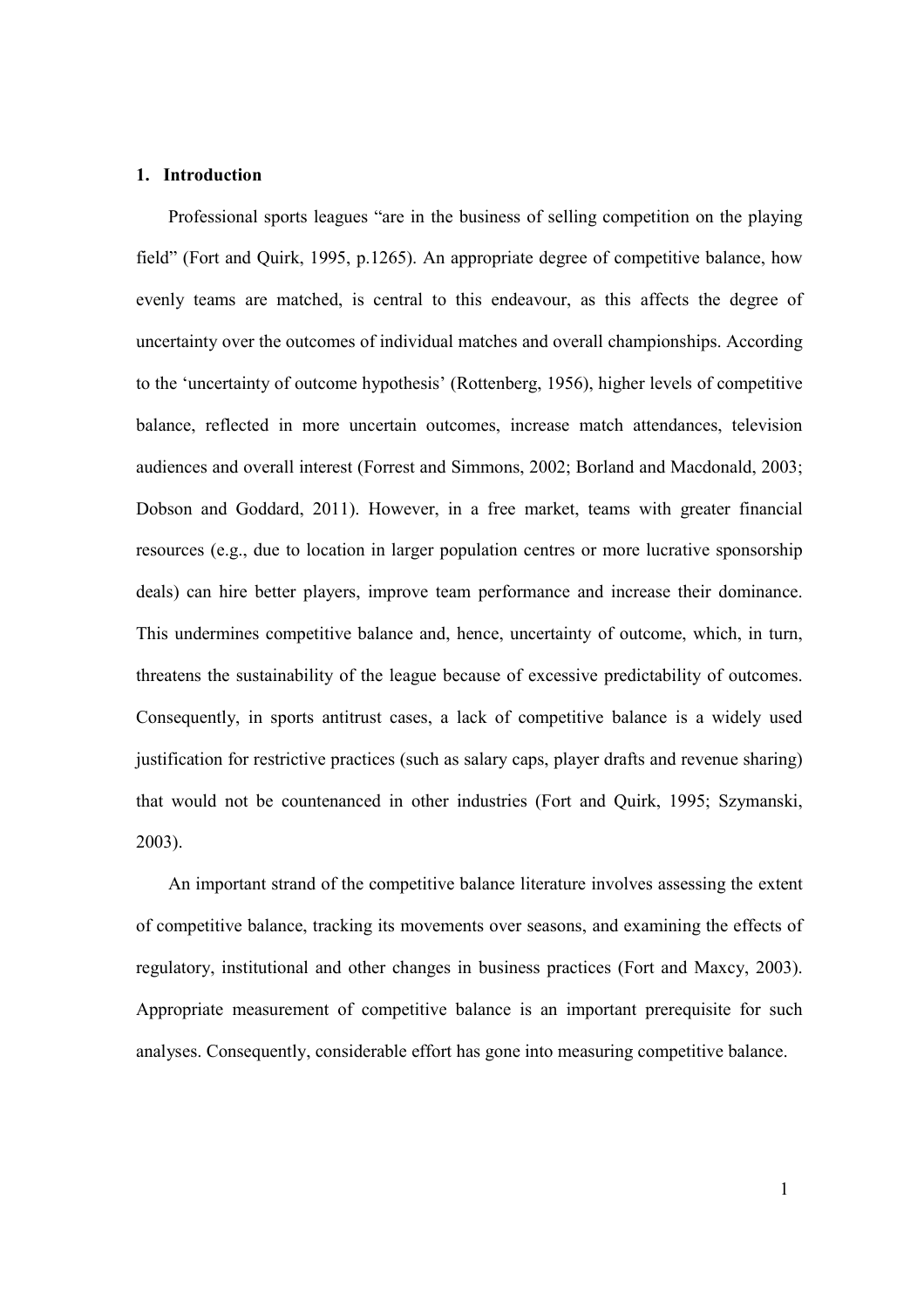## 1. Introduction

Professional sports leagues "are in the business of selling competition on the playing field" (Fort and Quirk, 1995, p.1265). An appropriate degree of competitive balance, how evenly teams are matched, is central to this endeavour, as this affects the degree of uncertainty over the outcomes of individual matches and overall championships. According to the 'uncertainty of outcome hypothesis' (Rottenberg, 1956), higher levels of competitive balance, reflected in more uncertain outcomes, increase match attendances, television audiences and overall interest (Forrest and Simmons, 2002; Borland and Macdonald, 2003; Dobson and Goddard, 2011). However, in a free market, teams with greater financial resources (e.g., due to location in larger population centres or more lucrative sponsorship deals) can hire better players, improve team performance and increase their dominance. This undermines competitive balance and, hence, uncertainty of outcome, which, in turn, threatens the sustainability of the league because of excessive predictability of outcomes. Consequently, in sports antitrust cases, a lack of competitive balance is a widely used justification for restrictive practices (such as salary caps, player drafts and revenue sharing) that would not be countenanced in other industries (Fort and Quirk, 1995; Szymanski, 2003).

An important strand of the competitive balance literature involves assessing the extent of competitive balance, tracking its movements over seasons, and examining the effects of regulatory, institutional and other changes in business practices (Fort and Maxcy, 2003). Appropriate measurement of competitive balance is an important prerequisite for such analyses. Consequently, considerable effort has gone into measuring competitive balance.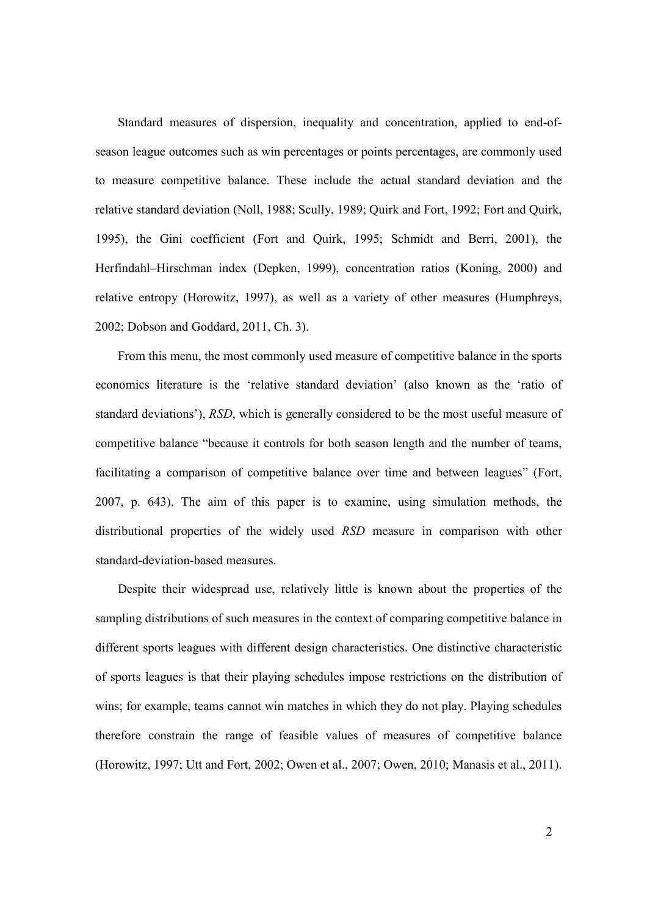Standard measures of dispersion, inequality and concentration, applied to end-of-season league outcomes such as win percentages or points percentages, are commonly used to measure competitive balance. These include the actual standard deviation and the relative standard deviation (Noll, 1988; Scully, 1989; Quirk and Fort, 1992; Fort and Quirk, 1995), the Gini coefficient (Fort and Quirk, 1995; Schmidt and Berri, 2001), the Herfindahl–Hirschman index (Depken, 1999), concentration ratios (Koning, 2000) and relative entropy (Horowitz, 1997), as well as a variety of other measures (Humphreys, 2002; Dobson and Goddard, 2011, Ch. 3).

From this menu, the most commonly used measure of competitive balance in the sports economics literature is the 'relative standard deviation' (also known as the 'ratio of standard deviations'), *RSD*, which is generally considered to be the most useful measure of competitive balance "because it controls for both season length and the number of teams, facilitating a comparison of competitive balance over time and between leagues" (Fort, 2007, p. 643). The aim of this paper is to examine, using simulation methods, the distributional properties of the widely used *RSD* measure in comparison with other standard-deviation-based measures.

Despite their widespread use, relatively little is known about the properties of the sampling distributions of such measures in the context of comparing competitive balance in different sports leagues with different design characteristics. One distinctive characteristic of sports leagues is that their playing schedules impose restrictions on the distribution of wins; for example, teams cannot win matches in which they do not play. Playing schedules therefore constrain the range of feasible values of measures of competitive balance (Horowitz, 1997; Utt and Fort, 2002; Owen et al., 2007; Owen, 2010; Manasis et al., 2011).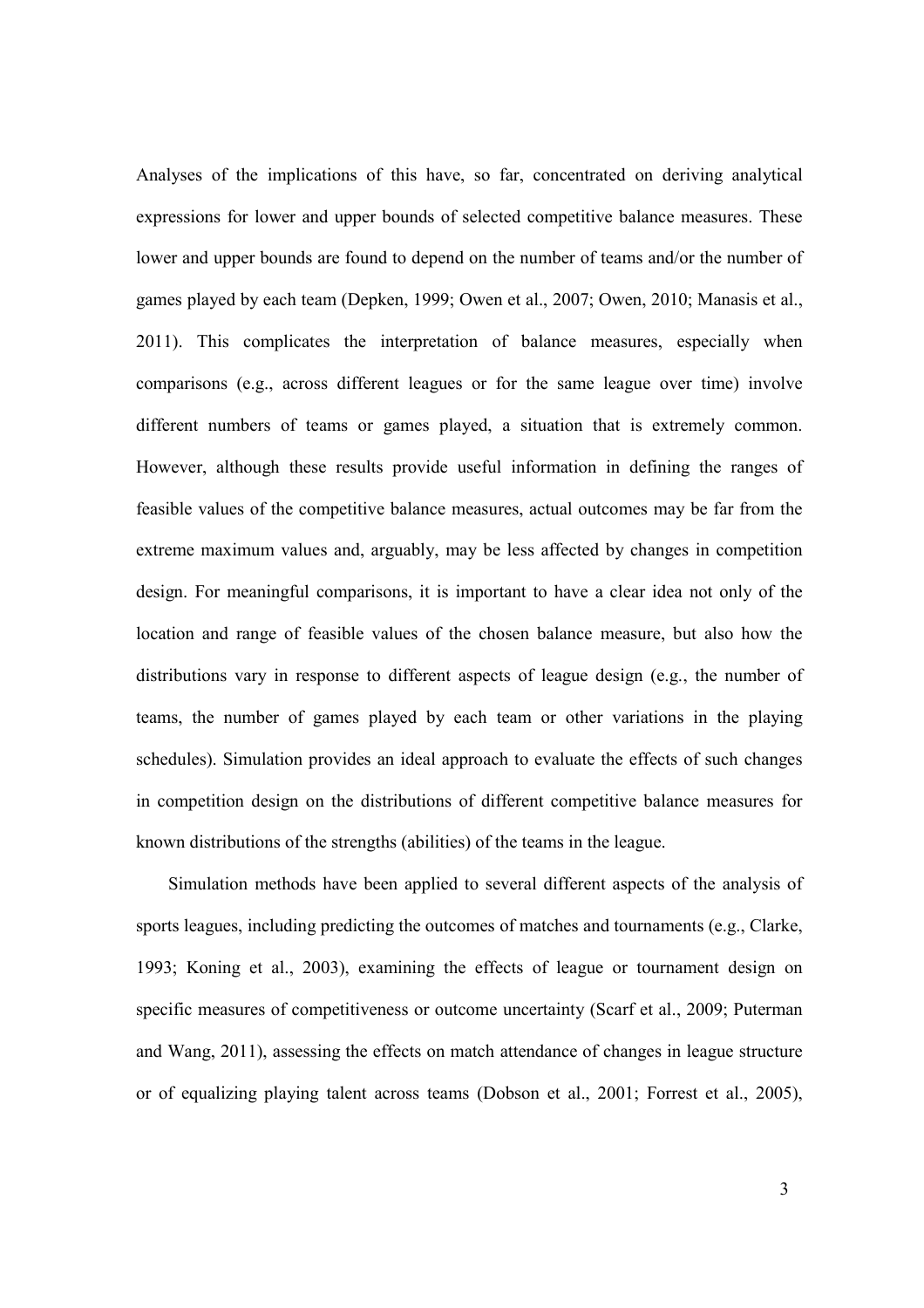Analyses of the implications of this have, so far, concentrated on deriving analytical expressions for lower and upper bounds of selected competitive balance measures. These lower and upper bounds are found to depend on the number of teams and/or the number of games played by each team (Depken, 1999; Owen et al., 2007; Owen, 2010; Manasis et al., 2011). This complicates the interpretation of balance measures, especially when comparisons (e.g., across different leagues or for the same league over time) involve different numbers of teams or games played, a situation that is extremely common. However, although these results provide useful information in defining the ranges of feasible values of the competitive balance measures, actual outcomes may be far from the extreme maximum values and, arguably, may be less affected by changes in competition design. For meaningful comparisons, it is important to have a clear idea not only of the location and range of feasible values of the chosen balance measure, but also how the distributions vary in response to different aspects of league design (e.g., the number of teams, the number of games played by each team or other variations in the playing schedules). Simulation provides an ideal approach to evaluate the effects of such changes in competition design on the distributions of different competitive balance measures for known distributions of the strengths (abilities) of the teams in the league.

Simulation methods have been applied to several different aspects of the analysis of sports leagues, including predicting the outcomes of matches and tournaments (e.g., Clarke, 1993; Koning et al., 2003), examining the effects of league or tournament design on specific measures of competitiveness or outcome uncertainty (Scarf et al., 2009; Puterman and Wang, 2011), assessing the effects on match attendance of changes in league structure or of equalizing playing talent across teams (Dobson et al., 2001; Forrest et al., 2005),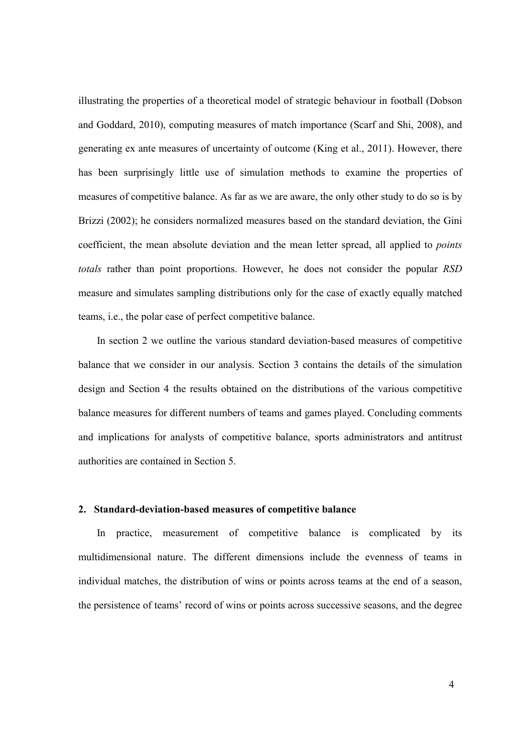illustrating the properties of a theoretical model of strategic behaviour in football (Dobson and Goddard, 2010), computing measures of match importance (Scarf and Shi, 2008), and generating ex ante measures of uncertainty of outcome (King et al., 2011). However, there has been surprisingly little use of simulation methods to examine the properties of measures of competitive balance. As far as we are aware, the only other study to do so is by Brizzi (2002); he considers normalized measures based on the standard deviation, the Gini coefficient, the mean absolute deviation and the mean letter spread, all applied to *points totals* rather than point proportions. However, he does not consider the popular *RSD* measure and simulates sampling distributions only for the case of exactly equally matched teams, i.e., the polar case of perfect competitive balance.

In section 2 we outline the various standard deviation-based measures of competitive balance that we consider in our analysis. Section 3 contains the details of the simulation design and Section 4 the results obtained on the distributions of the various competitive balance measures for different numbers of teams and games played. Concluding comments and implications for analysts of competitive balance, sports administrators and antitrust authorities are contained in Section 5.

## 2. Standard-deviation-based measures of competitive balance

In practice, measurement of competitive balance is complicated by its multidimensional nature. The different dimensions include the evenness of teams in individual matches, the distribution of wins or points across teams at the end of a season, the persistence of teams' record of wins or points across successive seasons, and the degree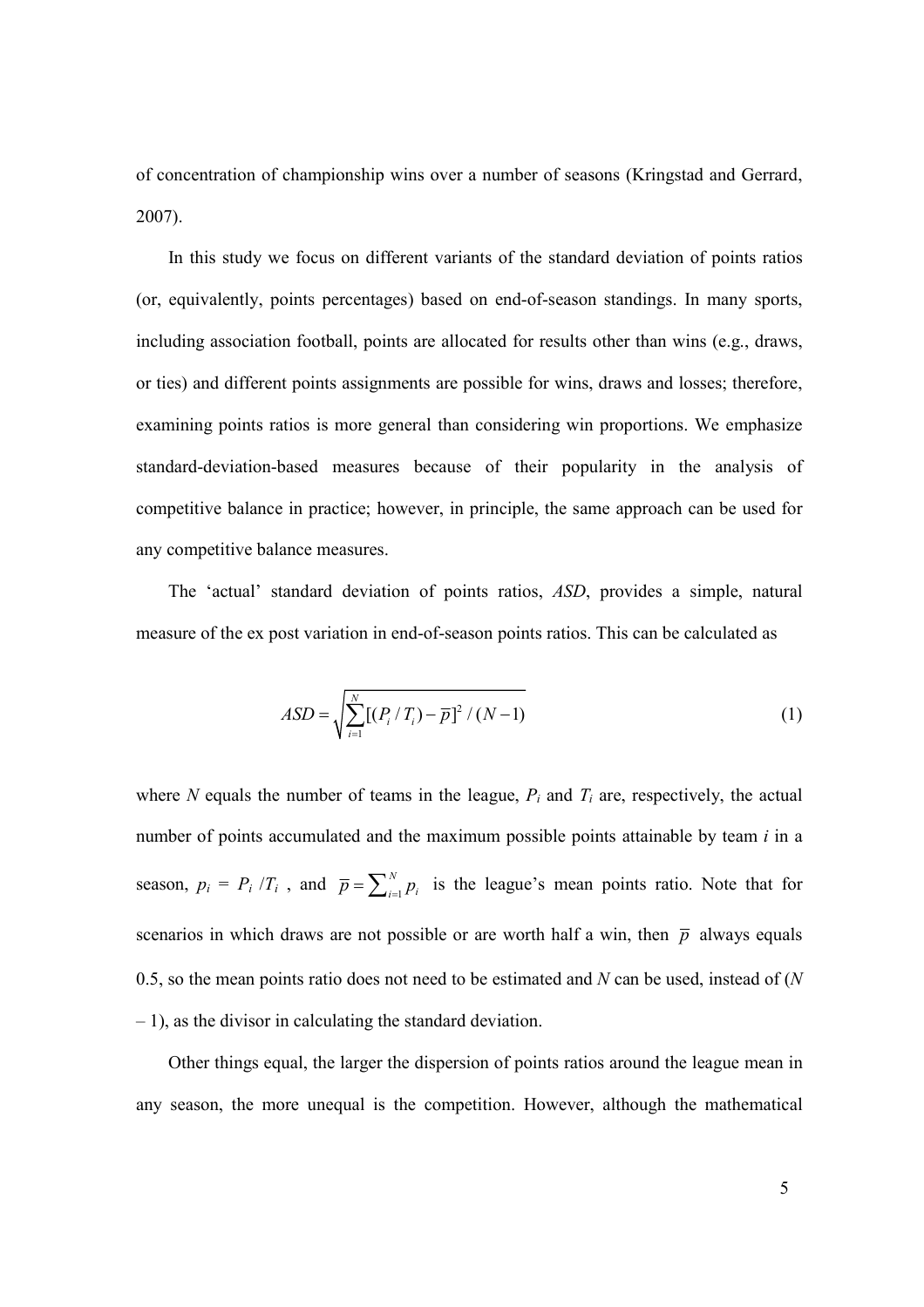of concentration of championship wins over a number of seasons (Kringstad and Gerrard, 2007).

In this study we focus on different variants of the standard deviation of points ratios (or, equivalently, points percentages) based on end-of-season standings. In many sports, including association football, points are allocated for results other than wins (e.g., draws, or ties) and different points assignments are possible for wins, draws and losses; therefore, examining points ratios is more general than considering win proportions. We emphasize standard-deviation-based measures because of their popularity in the analysis of competitive balance in practice; however, in principle, the same approach can be used for any competitive balance measures.

The 'actual' standard deviation of points ratios, *ASD*, provides a simple, natural measure of the ex post variation in end-of-season points ratios. This can be calculated as

$$ASD = \sqrt{\sum_{i=1}^{N}[(P_i / T_i) - \overline{p}]^2 / (N-1)} \tag{1}$$

where $N$ equals the number of teams in the league, $P_i$ and $T_i$ are, respectively, the actual number of points accumulated and the maximum possible points attainable by team $i$ in a season, $p_i = P_i / T_i$ , and $\overline{p} = \sum_{i=1}^{N} p_i$ is the league's mean points ratio. Note that for scenarios in which draws are not possible or are worth half a win, then $\overline{p}$ always equals 0.5, so the mean points ratio does not need to be estimated and $N$ can be used, instead of ($N$ – 1), as the divisor in calculating the standard deviation.

Other things equal, the larger the dispersion of points ratios around the league mean in any season, the more unequal is the competition. However, although the mathematical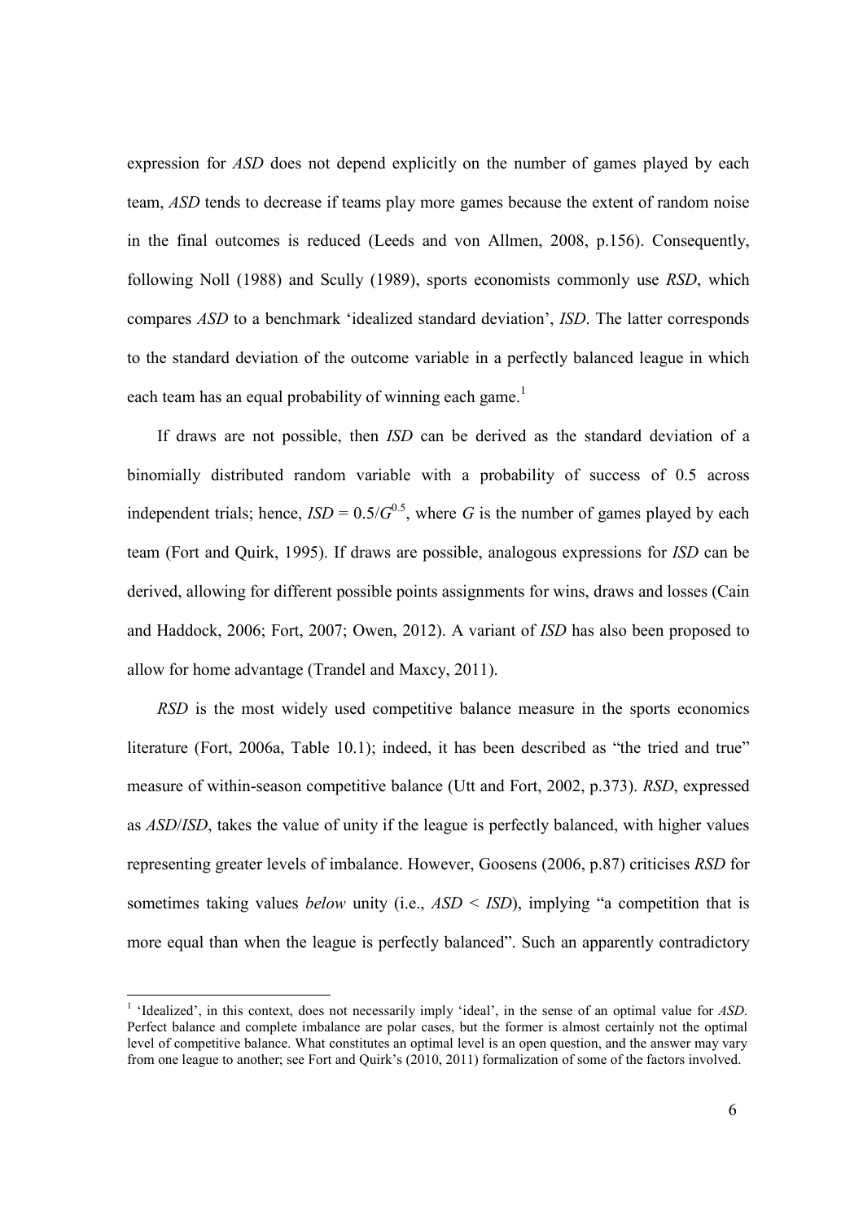expression for *ASD* does not depend explicitly on the number of games played by each team, *ASD* tends to decrease if teams play more games because the extent of random noise in the final outcomes is reduced (Leeds and von Allmen, 2008, p.156). Consequently, following Noll (1988) and Scully (1989), sports economists commonly use *RSD*, which compares *ASD* to a benchmark 'idealized standard deviation', *ISD*. The latter corresponds to the standard deviation of the outcome variable in a perfectly balanced league in which each team has an equal probability of winning each game.[1]

If draws are not possible, then *ISD* can be derived as the standard deviation of a binomially distributed random variable with a probability of success of 0.5 across independent trials; hence, $ISD = 0.5/G^{0.5}$, where $G$ is the number of games played by each team (Fort and Quirk, 1995). If draws are possible, analogous expressions for *ISD* can be derived, allowing for different possible points assignments for wins, draws and losses (Cain and Haddock, 2006; Fort, 2007; Owen, 2012). A variant of *ISD* has also been proposed to allow for home advantage (Trandel and Maxcy, 2011).

*RSD* is the most widely used competitive balance measure in the sports economics literature (Fort, 2006a, Table 10.1); indeed, it has been described as "the tried and true" measure of within-season competitive balance (Utt and Fort, 2002, p.373). *RSD*, expressed as *ASD*/*ISD*, takes the value of unity if the league is perfectly balanced, with higher values representing greater levels of imbalance. However, Goosens (2006, p.87) criticises *RSD* for sometimes taking values *below* unity (i.e., $ASD < ISD$), implying "a competition that is more equal than when the league is perfectly balanced". Such an apparently contradictory

[1] 'Idealized', in this context, does not necessarily imply 'ideal', in the sense of an optimal value for *ASD*. Perfect balance and complete imbalance are polar cases, but the former is almost certainly not the optimal level of competitive balance. What constitutes an optimal level is an open question, and the answer may vary from one league to another; see Fort and Quirk's (2010, 2011) formalization of some of the factors involved.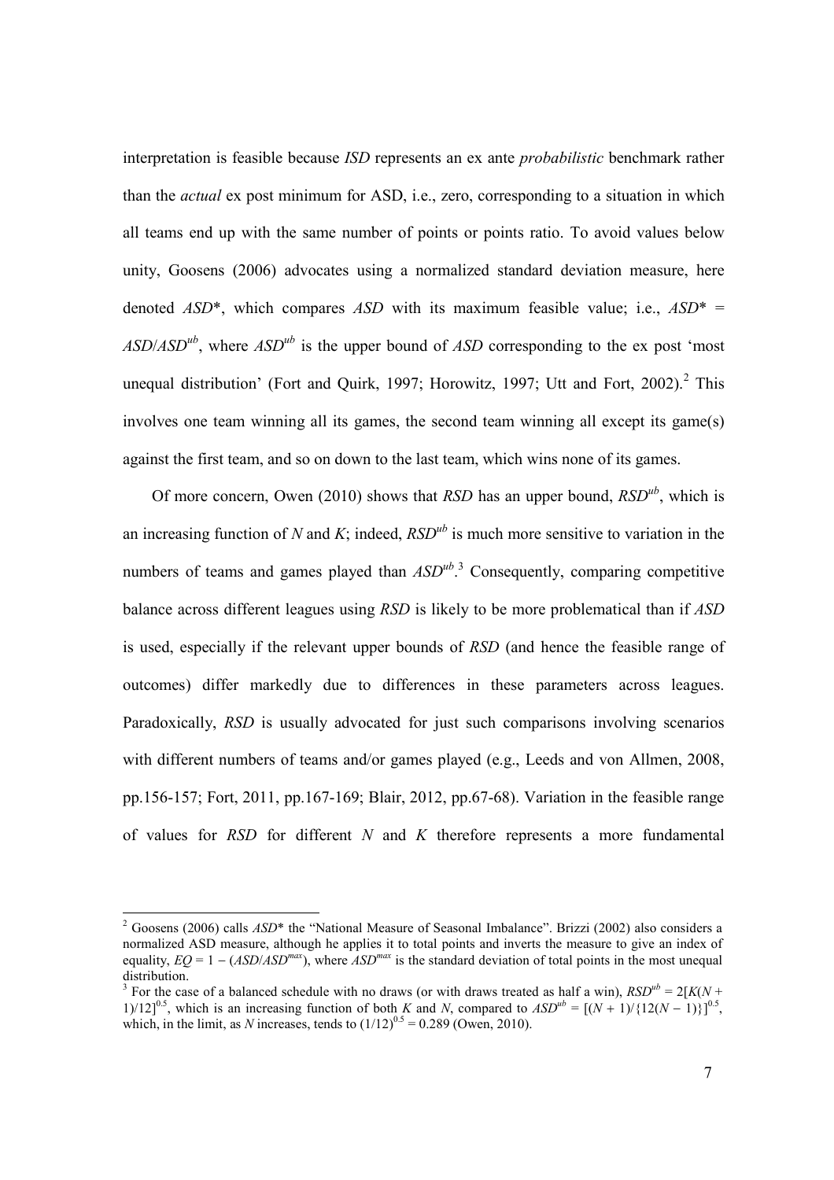interpretation is feasible because *ISD* represents an ex ante *probabilistic* benchmark rather than the *actual* ex post minimum for ASD, i.e., zero, corresponding to a situation in which all teams end up with the same number of points or points ratio. To avoid values below unity, Goosens (2006) advocates using a normalized standard deviation measure, here denoted $ASD^*$, which compares *ASD* with its maximum feasible value; i.e., $ASD^* = ASD/ASD^{ub}$, where $ASD^{ub}$ is the upper bound of *ASD* corresponding to the ex post 'most unequal distribution' (Fort and Quirk, 1997; Horowitz, 1997; Utt and Fort, 2002).[2] This involves one team winning all its games, the second team winning all except its game(s) against the first team, and so on down to the last team, which wins none of its games.

Of more concern, Owen (2010) shows that *RSD* has an upper bound, $RSD^{ub}$, which is an increasing function of *N* and *K*; indeed, $RSD^{ub}$ is much more sensitive to variation in the numbers of teams and games played than $ASD^{ub}$.[3] Consequently, comparing competitive balance across different leagues using *RSD* is likely to be more problematical than if *ASD* is used, especially if the relevant upper bounds of *RSD* (and hence the feasible range of outcomes) differ markedly due to differences in these parameters across leagues. Paradoxically, *RSD* is usually advocated for just such comparisons involving scenarios with different numbers of teams and/or games played (e.g., Leeds and von Allmen, 2008, pp.156-157; Fort, 2011, pp.167-169; Blair, 2012, pp.67-68). Variation in the feasible range of values for *RSD* for different *N* and *K* therefore represents a more fundamental

---

[2] Goosens (2006) calls $ASD^*$ the "National Measure of Seasonal Imbalance". Brizzi (2002) also considers a normalized ASD measure, although he applies it to total points and inverts the measure to give an index of equality, $EQ = 1 - (ASD/ASD^{max})$, where $ASD^{max}$ is the standard deviation of total points in the most unequal distribution.

[3] For the case of a balanced schedule with no draws (or with draws treated as half a win), $RSD^{ub} = 2[K(N + 1)/12]^{0.5}$, which is an increasing function of both *K* and *N*, compared to $ASD^{ub} = [(N + 1)/\{12(N - 1)\}]^{0.5}$, which, in the limit, as *N* increases, tends to $(1/12)^{0.5} = 0.289$ (Owen, 2010).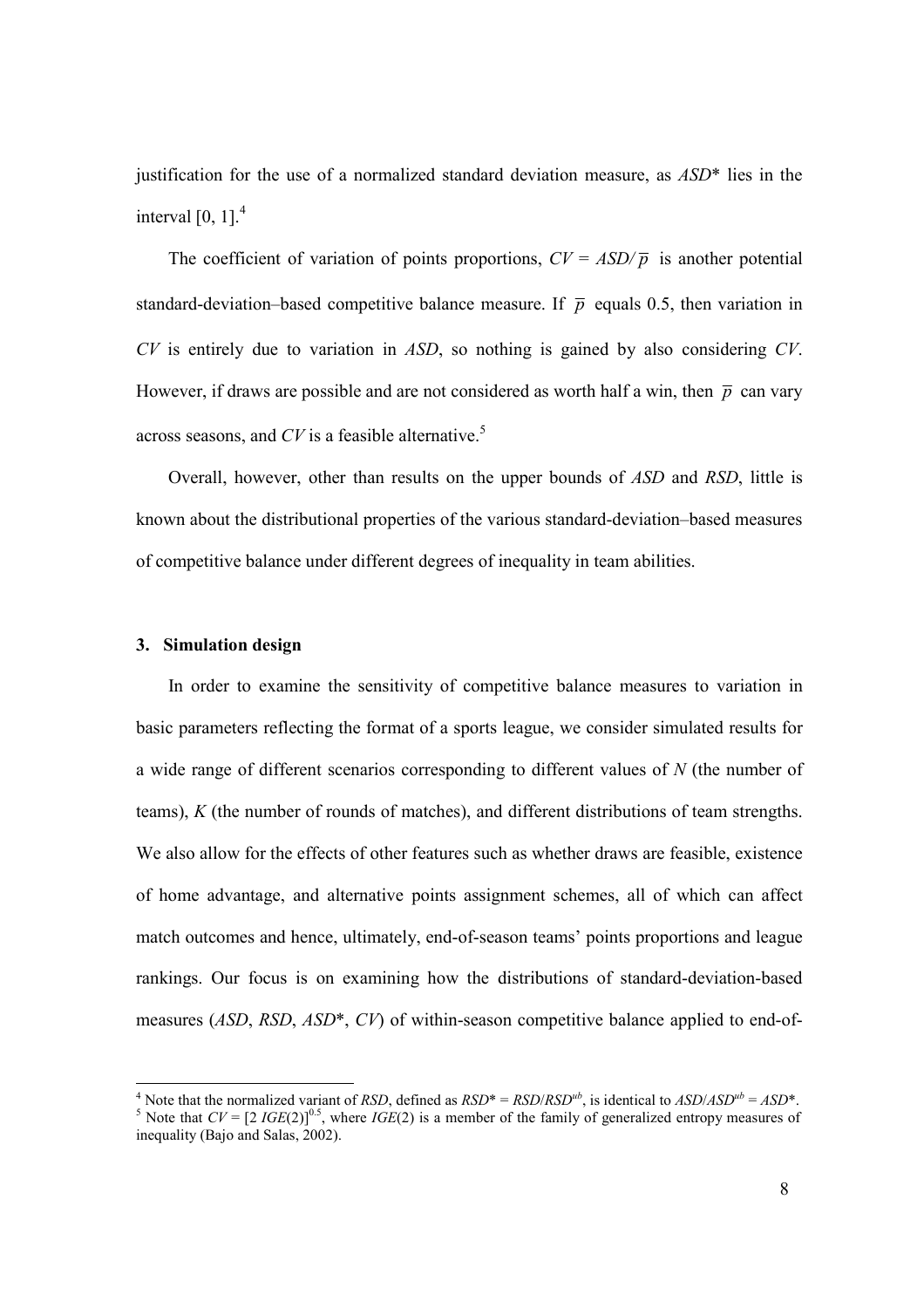justification for the use of a normalized standard deviation measure, as $ASD^*$ lies in the interval [0, 1].[4]

The coefficient of variation of points proportions, $CV = ASD/\overline{p}$ is another potential standard-deviation–based competitive balance measure. If $\overline{p}$ equals 0.5, then variation in $CV$ is entirely due to variation in $ASD$, so nothing is gained by also considering $CV$. However, if draws are possible and are not considered as worth half a win, then $\overline{p}$ can vary across seasons, and $CV$ is a feasible alternative.[5]

Overall, however, other than results on the upper bounds of $ASD$ and $RSD$, little is known about the distributional properties of the various standard-deviation–based measures of competitive balance under different degrees of inequality in team abilities.

## 3. Simulation design

In order to examine the sensitivity of competitive balance measures to variation in basic parameters reflecting the format of a sports league, we consider simulated results for a wide range of different scenarios corresponding to different values of $N$ (the number of teams), $K$ (the number of rounds of matches), and different distributions of team strengths. We also allow for the effects of other features such as whether draws are feasible, existence of home advantage, and alternative points assignment schemes, all of which can affect match outcomes and hence, ultimately, end-of-season teams' points proportions and league rankings. Our focus is on examining how the distributions of standard-deviation-based measures ($ASD$, $RSD$, $ASD^*$, $CV$) of within-season competitive balance applied to end-of-

---

[4] Note that the normalized variant of $RSD$, defined as $RSD^* = RSD/RSD^{ub}$, is identical to $ASD/ASD^{ub} = ASD^*$.

[5] Note that $CV = [2\ IGE(2)]^{0.5}$, where $IGE(2)$ is a member of the family of generalized entropy measures of inequality (Bajo and Salas, 2002).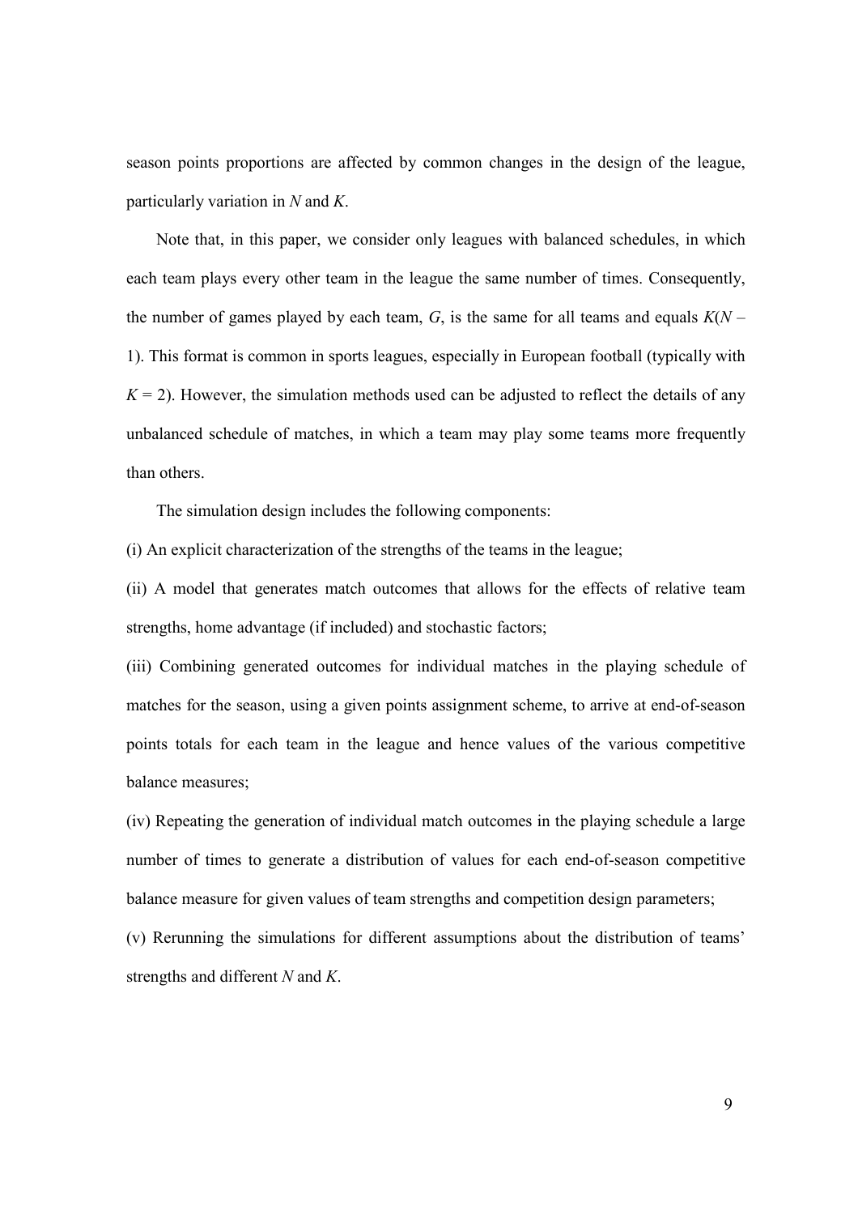season points proportions are affected by common changes in the design of the league, particularly variation in $N$ and $K$.

Note that, in this paper, we consider only leagues with balanced schedules, in which each team plays every other team in the league the same number of times. Consequently, the number of games played by each team, $G$, is the same for all teams and equals $K(N - 1)$. This format is common in sports leagues, especially in European football (typically with $K = 2$). However, the simulation methods used can be adjusted to reflect the details of any unbalanced schedule of matches, in which a team may play some teams more frequently than others.

The simulation design includes the following components:

(i) An explicit characterization of the strengths of the teams in the league;

(ii) A model that generates match outcomes that allows for the effects of relative team strengths, home advantage (if included) and stochastic factors;

(iii) Combining generated outcomes for individual matches in the playing schedule of matches for the season, using a given points assignment scheme, to arrive at end-of-season points totals for each team in the league and hence values of the various competitive balance measures;

(iv) Repeating the generation of individual match outcomes in the playing schedule a large number of times to generate a distribution of values for each end-of-season competitive balance measure for given values of team strengths and competition design parameters;

(v) Rerunning the simulations for different assumptions about the distribution of teams' strengths and different $N$ and $K$.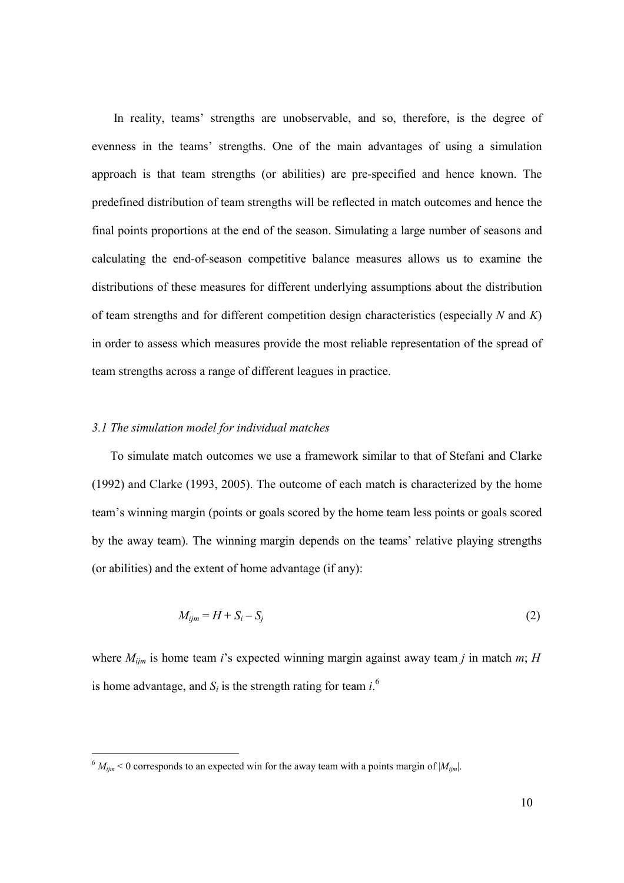In reality, teams' strengths are unobservable, and so, therefore, is the degree of evenness in the teams' strengths. One of the main advantages of using a simulation approach is that team strengths (or abilities) are pre-specified and hence known. The predefined distribution of team strengths will be reflected in match outcomes and hence the final points proportions at the end of the season. Simulating a large number of seasons and calculating the end-of-season competitive balance measures allows us to examine the distributions of these measures for different underlying assumptions about the distribution of team strengths and for different competition design characteristics (especially $N$ and $K$) in order to assess which measures provide the most reliable representation of the spread of team strengths across a range of different leagues in practice.

### *3.1 The simulation model for individual matches*

To simulate match outcomes we use a framework similar to that of Stefani and Clarke (1992) and Clarke (1993, 2005). The outcome of each match is characterized by the home team's winning margin (points or goals scored by the home team less points or goals scored by the away team). The winning margin depends on the teams' relative playing strengths (or abilities) and the extent of home advantage (if any):

$$M_{ijm} = H + S_i - S_j \tag{2}$$

where $M_{ijm}$ is home team $i$'s expected winning margin against away team $j$ in match $m$; $H$ is home advantage, and $S_i$ is the strength rating for team $i$.[6]

---

[6] $M_{ijm} < 0$ corresponds to an expected win for the away team with a points margin of $|M_{ijm}|$.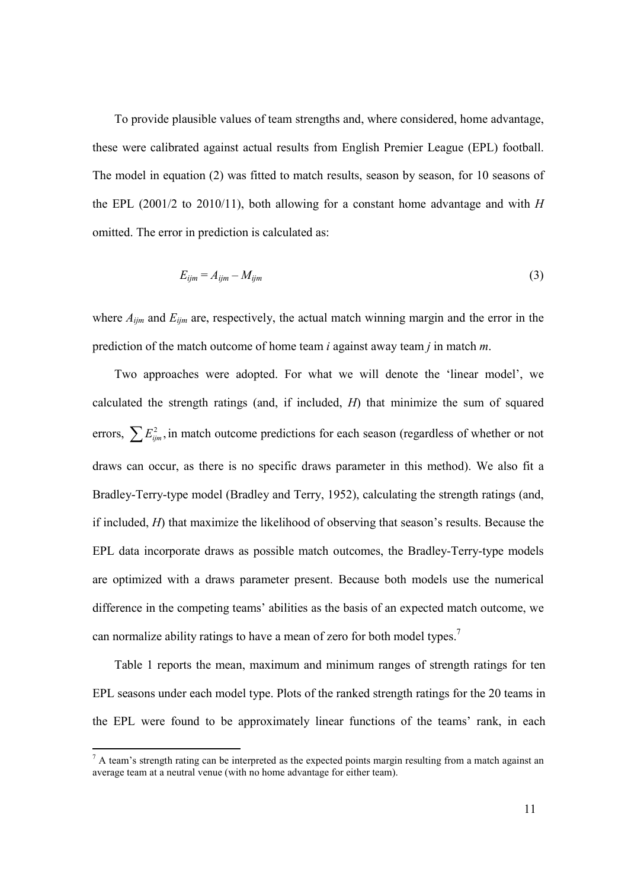To provide plausible values of team strengths and, where considered, home advantage, these were calibrated against actual results from English Premier League (EPL) football. The model in equation (2) was fitted to match results, season by season, for 10 seasons of the EPL (2001/2 to 2010/11), both allowing for a constant home advantage and with $H$ omitted. The error in prediction is calculated as:

$$E_{ijm} = A_{ijm} - M_{ijm} \tag{3}$$

where $A_{ijm}$ and $E_{ijm}$ are, respectively, the actual match winning margin and the error in the prediction of the match outcome of home team $i$ against away team $j$ in match $m$.

Two approaches were adopted. For what we will denote the 'linear model', we calculated the strength ratings (and, if included, $H$) that minimize the sum of squared errors, $\sum E_{ijm}^2$, in match outcome predictions for each season (regardless of whether or not draws can occur, as there is no specific draws parameter in this method). We also fit a Bradley-Terry-type model (Bradley and Terry, 1952), calculating the strength ratings (and, if included, $H$) that maximize the likelihood of observing that season's results. Because the EPL data incorporate draws as possible match outcomes, the Bradley-Terry-type models are optimized with a draws parameter present. Because both models use the numerical difference in the competing teams' abilities as the basis of an expected match outcome, we can normalize ability ratings to have a mean of zero for both model types.[7]

Table 1 reports the mean, maximum and minimum ranges of strength ratings for ten EPL seasons under each model type. Plots of the ranked strength ratings for the 20 teams in the EPL were found to be approximately linear functions of the teams' rank, in each

[7] A team's strength rating can be interpreted as the expected points margin resulting from a match against an average team at a neutral venue (with no home advantage for either team).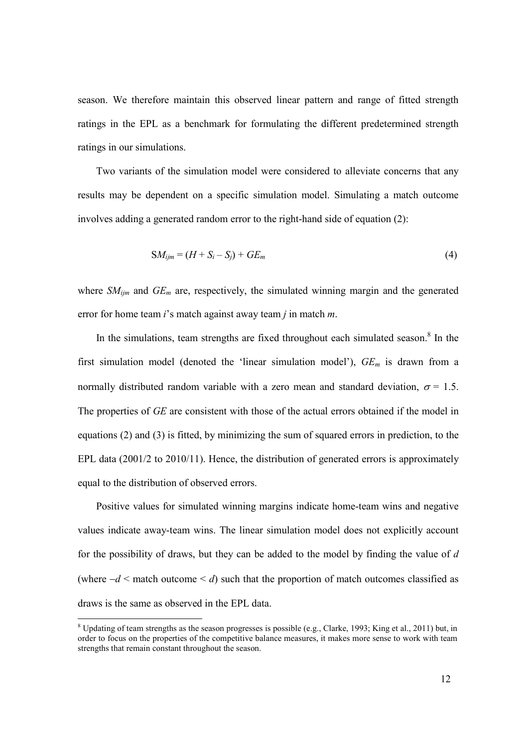season. We therefore maintain this observed linear pattern and range of fitted strength ratings in the EPL as a benchmark for formulating the different predetermined strength ratings in our simulations.

Two variants of the simulation model were considered to alleviate concerns that any results may be dependent on a specific simulation model. Simulating a match outcome involves adding a generated random error to the right-hand side of equation (2):

$$SM_{ijm} = (H + S_i - S_j) + GE_m \tag{4}$$

where $SM_{ijm}$ and $GE_m$ are, respectively, the simulated winning margin and the generated error for home team $i$'s match against away team $j$ in match $m$.

In the simulations, team strengths are fixed throughout each simulated season.[8] In the first simulation model (denoted the 'linear simulation model'), $GE_m$ is drawn from a normally distributed random variable with a zero mean and standard deviation, $\sigma = 1.5$. The properties of $GE$ are consistent with those of the actual errors obtained if the model in equations (2) and (3) is fitted, by minimizing the sum of squared errors in prediction, to the EPL data (2001/2 to 2010/11). Hence, the distribution of generated errors is approximately equal to the distribution of observed errors.

Positive values for simulated winning margins indicate home-team wins and negative values indicate away-team wins. The linear simulation model does not explicitly account for the possibility of draws, but they can be added to the model by finding the value of $d$ (where $-d <$ match outcome $< d$) such that the proportion of match outcomes classified as draws is the same as observed in the EPL data.

[8] Updating of team strengths as the season progresses is possible (e.g., Clarke, 1993; King et al., 2011) but, in order to focus on the properties of the competitive balance measures, it makes more sense to work with team strengths that remain constant throughout the season.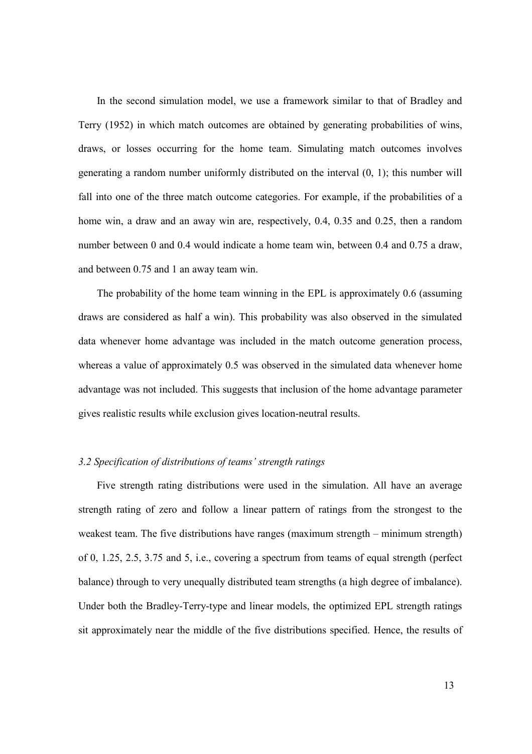In the second simulation model, we use a framework similar to that of Bradley and Terry (1952) in which match outcomes are obtained by generating probabilities of wins, draws, or losses occurring for the home team. Simulating match outcomes involves generating a random number uniformly distributed on the interval (0, 1); this number will fall into one of the three match outcome categories. For example, if the probabilities of a home win, a draw and an away win are, respectively, 0.4, 0.35 and 0.25, then a random number between 0 and 0.4 would indicate a home team win, between 0.4 and 0.75 a draw, and between 0.75 and 1 an away team win.

The probability of the home team winning in the EPL is approximately 0.6 (assuming draws are considered as half a win). This probability was also observed in the simulated data whenever home advantage was included in the match outcome generation process, whereas a value of approximately 0.5 was observed in the simulated data whenever home advantage was not included. This suggests that inclusion of the home advantage parameter gives realistic results while exclusion gives location-neutral results.

### *3.2 Specification of distributions of teams' strength ratings*

Five strength rating distributions were used in the simulation. All have an average strength rating of zero and follow a linear pattern of ratings from the strongest to the weakest team. The five distributions have ranges (maximum strength – minimum strength) of 0, 1.25, 2.5, 3.75 and 5, i.e., covering a spectrum from teams of equal strength (perfect balance) through to very unequally distributed team strengths (a high degree of imbalance). Under both the Bradley-Terry-type and linear models, the optimized EPL strength ratings sit approximately near the middle of the five distributions specified. Hence, the results of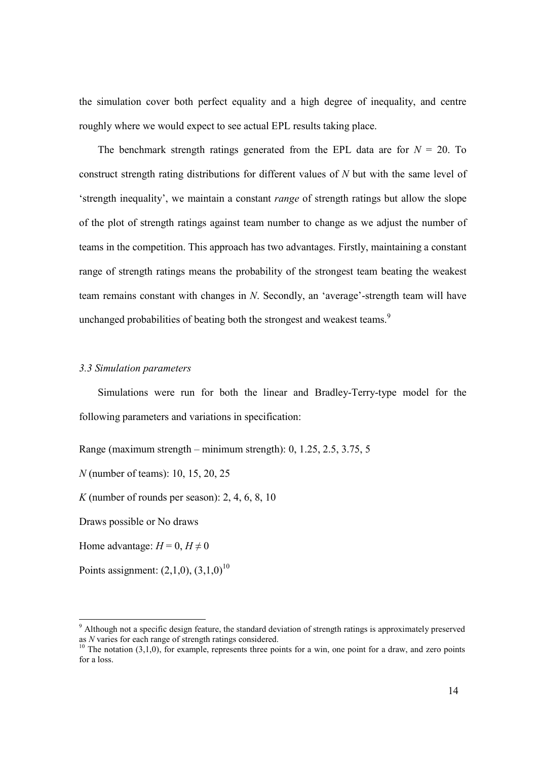the simulation cover both perfect equality and a high degree of inequality, and centre roughly where we would expect to see actual EPL results taking place.

The benchmark strength ratings generated from the EPL data are for $N = 20$. To construct strength rating distributions for different values of $N$ but with the same level of 'strength inequality', we maintain a constant *range* of strength ratings but allow the slope of the plot of strength ratings against team number to change as we adjust the number of teams in the competition. This approach has two advantages. Firstly, maintaining a constant range of strength ratings means the probability of the strongest team beating the weakest team remains constant with changes in $N$. Secondly, an 'average'-strength team will have unchanged probabilities of beating both the strongest and weakest teams.[9]

### *3.3 Simulation parameters*

Simulations were run for both the linear and Bradley-Terry-type model for the following parameters and variations in specification:

Range (maximum strength – minimum strength): 0, 1.25, 2.5, 3.75, 5

$N$ (number of teams): 10, 15, 20, 25

$K$ (number of rounds per season): 2, 4, 6, 8, 10

Draws possible or No draws

Home advantage: $H = 0$, $H \neq 0$

Points assignment: (2,1,0), (3,1,0)[10]

---

[9] Although not a specific design feature, the standard deviation of strength ratings is approximately preserved as $N$ varies for each range of strength ratings considered.

[10] The notation (3,1,0), for example, represents three points for a win, one point for a draw, and zero points for a loss.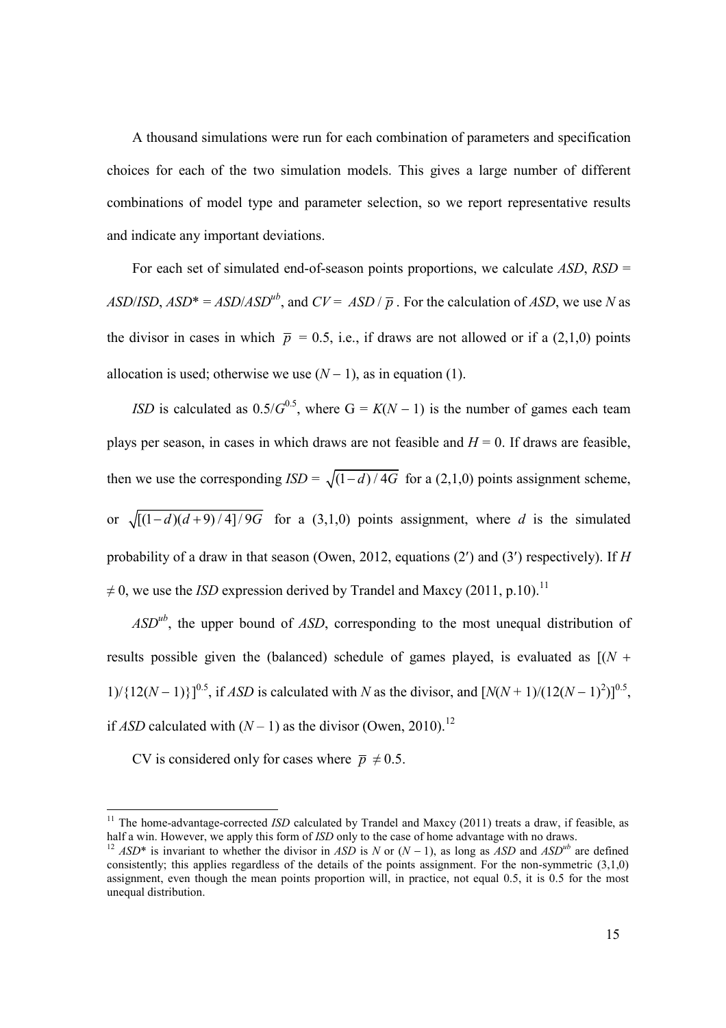A thousand simulations were run for each combination of parameters and specification choices for each of the two simulation models. This gives a large number of different combinations of model type and parameter selection, so we report representative results and indicate any important deviations.

For each set of simulated end-of-season points proportions, we calculate *ASD*, *RSD* = *ASD*/*ISD*, *ASD*\* = *ASD*/$ASD^{ub}$, and *CV* = $ASD / \overline{p}$. For the calculation of *ASD*, we use *N* as the divisor in cases in which $\overline{p}$ = 0.5, i.e., if draws are not allowed or if a (2,1,0) points allocation is used; otherwise we use $(N - 1)$, as in equation (1).

*ISD* is calculated as $0.5/G^{0.5}$, where $G = K(N - 1)$ is the number of games each team plays per season, in cases in which draws are not feasible and $H = 0$. If draws are feasible, then we use the corresponding *ISD* = $\sqrt{(1-d)/4G}$ for a (2,1,0) points assignment scheme, or $\sqrt{[(1-d)(d+9)/4]/9G}$ for a (3,1,0) points assignment, where *d* is the simulated probability of a draw in that season (Owen, 2012, equations (2′) and (3′) respectively). If $H \neq 0$, we use the *ISD* expression derived by Trandel and Maxcy (2011, p.10).[11]

$ASD^{ub}$, the upper bound of *ASD*, corresponding to the most unequal distribution of results possible given the (balanced) schedule of games played, is evaluated as $[(N + 1)/\{12(N - 1)\}]^{0.5}$, if *ASD* is calculated with *N* as the divisor, and $[N(N + 1)/(12(N - 1)^2)]^{0.5}$, if *ASD* calculated with $(N - 1)$ as the divisor (Owen, 2010).[12]

CV is considered only for cases where $\overline{p} \neq 0.5$.

---

[11] The home-advantage-corrected *ISD* calculated by Trandel and Maxcy (2011) treats a draw, if feasible, as half a win. However, we apply this form of *ISD* only to the case of home advantage with no draws.

[12] *ASD*\* is invariant to whether the divisor in *ASD* is *N* or $(N - 1)$, as long as *ASD* and $ASD^{ub}$ are defined consistently; this applies regardless of the details of the points assignment. For the non-symmetric (3,1,0) assignment, even though the mean points proportion will, in practice, not equal 0.5, it is 0.5 for the most unequal distribution.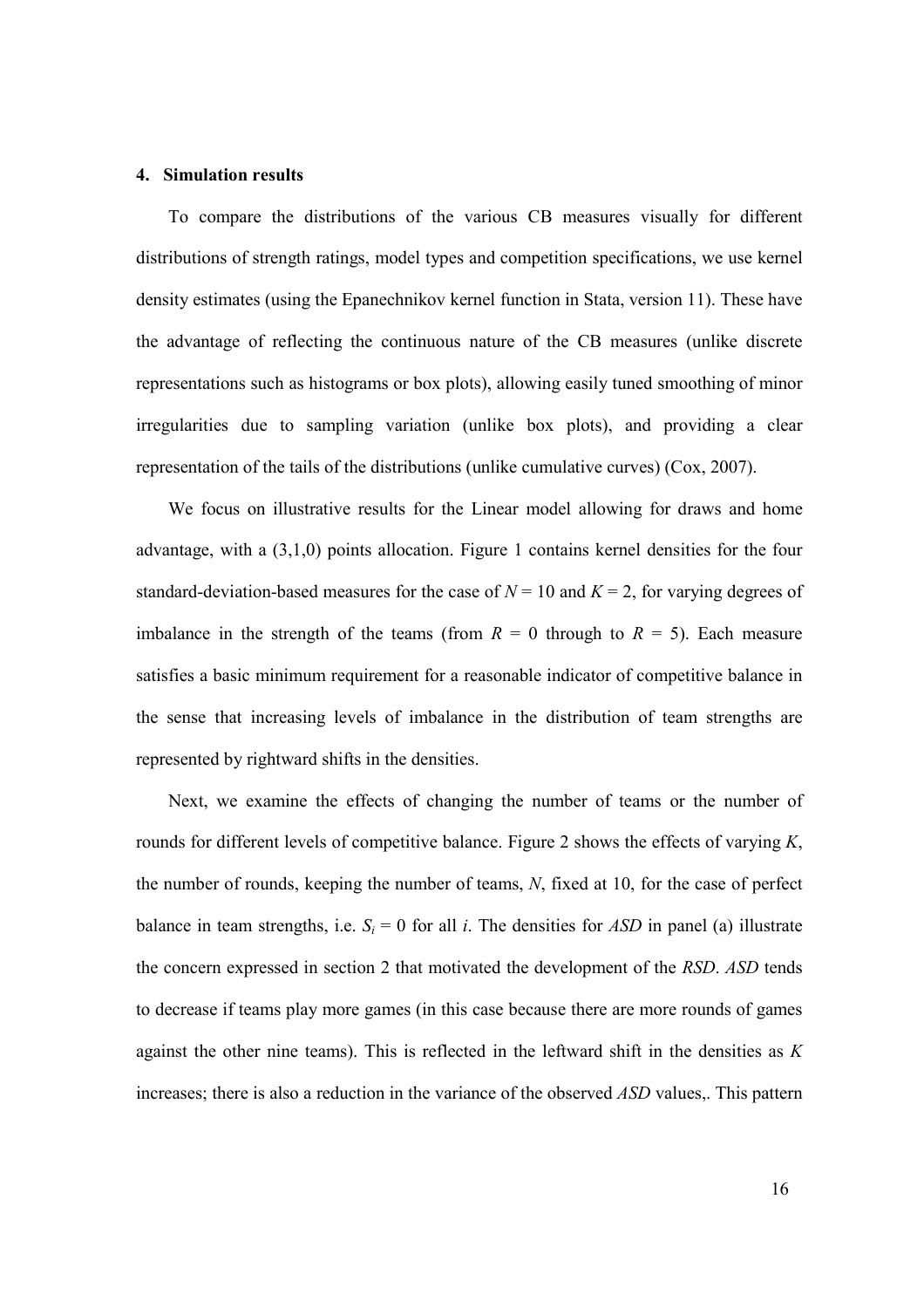## 4. Simulation results

To compare the distributions of the various CB measures visually for different distributions of strength ratings, model types and competition specifications, we use kernel density estimates (using the Epanechnikov kernel function in Stata, version 11). These have the advantage of reflecting the continuous nature of the CB measures (unlike discrete representations such as histograms or box plots), allowing easily tuned smoothing of minor irregularities due to sampling variation (unlike box plots), and providing a clear representation of the tails of the distributions (unlike cumulative curves) (Cox, 2007).

We focus on illustrative results for the Linear model allowing for draws and home advantage, with a (3,1,0) points allocation. Figure 1 contains kernel densities for the four standard-deviation-based measures for the case of $N = 10$ and $K = 2$, for varying degrees of imbalance in the strength of the teams (from $R = 0$ through to $R = 5$). Each measure satisfies a basic minimum requirement for a reasonable indicator of competitive balance in the sense that increasing levels of imbalance in the distribution of team strengths are represented by rightward shifts in the densities.

Next, we examine the effects of changing the number of teams or the number of rounds for different levels of competitive balance. Figure 2 shows the effects of varying $K$, the number of rounds, keeping the number of teams, $N$, fixed at 10, for the case of perfect balance in team strengths, i.e. $S_i = 0$ for all $i$. The densities for *ASD* in panel (a) illustrate the concern expressed in section 2 that motivated the development of the *RSD*. *ASD* tends to decrease if teams play more games (in this case because there are more rounds of games against the other nine teams). This is reflected in the leftward shift in the densities as $K$ increases; there is also a reduction in the variance of the observed *ASD* values,. This pattern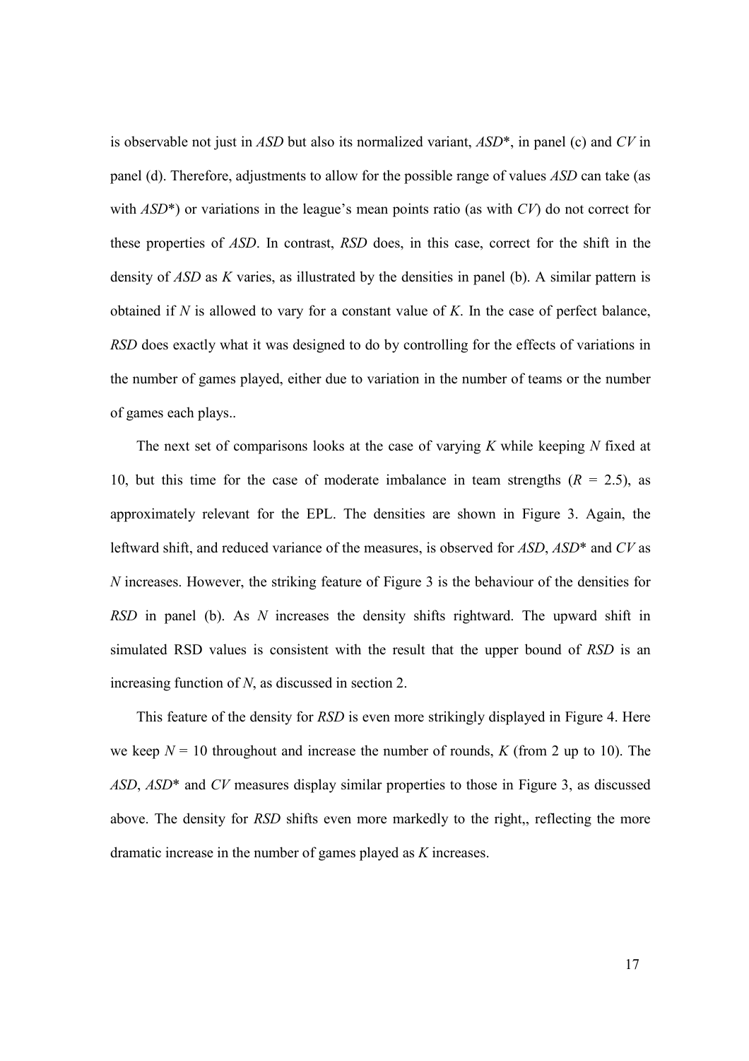is observable not just in *ASD* but also its normalized variant, *ASD*\*, in panel (c) and *CV* in panel (d). Therefore, adjustments to allow for the possible range of values *ASD* can take (as with *ASD*\*) or variations in the league's mean points ratio (as with *CV*) do not correct for these properties of *ASD*. In contrast, *RSD* does, in this case, correct for the shift in the density of *ASD* as *K* varies, as illustrated by the densities in panel (b). A similar pattern is obtained if *N* is allowed to vary for a constant value of *K*. In the case of perfect balance, *RSD* does exactly what it was designed to do by controlling for the effects of variations in the number of games played, either due to variation in the number of teams or the number of games each plays..

The next set of comparisons looks at the case of varying *K* while keeping *N* fixed at 10, but this time for the case of moderate imbalance in team strengths ($R$ = 2.5), as approximately relevant for the EPL. The densities are shown in Figure 3. Again, the leftward shift, and reduced variance of the measures, is observed for *ASD*, *ASD*\* and *CV* as *N* increases. However, the striking feature of Figure 3 is the behaviour of the densities for *RSD* in panel (b). As *N* increases the density shifts rightward. The upward shift in simulated RSD values is consistent with the result that the upper bound of *RSD* is an increasing function of *N*, as discussed in section 2.

This feature of the density for *RSD* is even more strikingly displayed in Figure 4. Here we keep $N$ = 10 throughout and increase the number of rounds, *K* (from 2 up to 10). The *ASD*, *ASD*\* and *CV* measures display similar properties to those in Figure 3, as discussed above. The density for *RSD* shifts even more markedly to the right,, reflecting the more dramatic increase in the number of games played as *K* increases.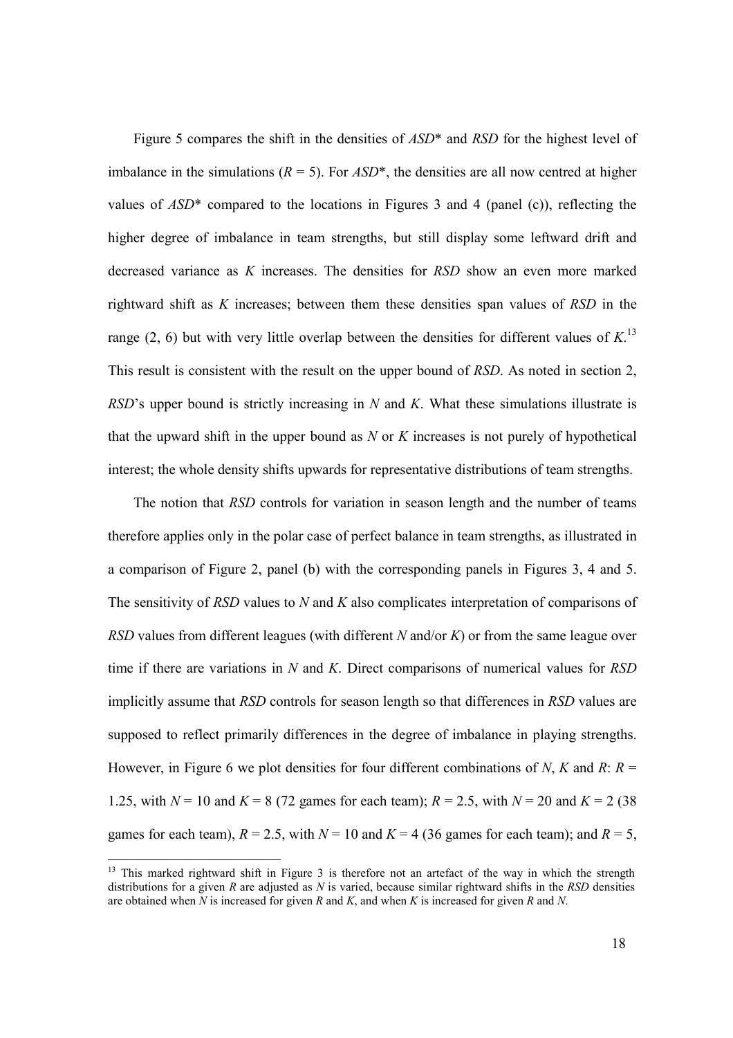Figure 5 compares the shift in the densities of *ASD*\* and *RSD* for the highest level of imbalance in the simulations ($R = 5$). For *ASD*\*, the densities are all now centred at higher values of *ASD*\* compared to the locations in Figures 3 and 4 (panel (c)), reflecting the higher degree of imbalance in team strengths, but still display some leftward drift and decreased variance as $K$ increases. The densities for *RSD* show an even more marked rightward shift as $K$ increases; between them these densities span values of *RSD* in the range (2, 6) but with very little overlap between the densities for different values of $K$.[13] This result is consistent with the result on the upper bound of *RSD*. As noted in section 2, *RSD*'s upper bound is strictly increasing in $N$ and $K$. What these simulations illustrate is that the upward shift in the upper bound as $N$ or $K$ increases is not purely of hypothetical interest; the whole density shifts upwards for representative distributions of team strengths.

The notion that *RSD* controls for variation in season length and the number of teams therefore applies only in the polar case of perfect balance in team strengths, as illustrated in a comparison of Figure 2, panel (b) with the corresponding panels in Figures 3, 4 and 5. The sensitivity of *RSD* values to $N$ and $K$ also complicates interpretation of comparisons of *RSD* values from different leagues (with different $N$ and/or $K$) or from the same league over time if there are variations in $N$ and $K$. Direct comparisons of numerical values for *RSD* implicitly assume that *RSD* controls for season length so that differences in *RSD* values are supposed to reflect primarily differences in the degree of imbalance in playing strengths. However, in Figure 6 we plot densities for four different combinations of $N$, $K$ and $R$: $R = 1.25$, with $N = 10$ and $K = 8$ (72 games for each team); $R = 2.5$, with $N = 20$ and $K = 2$ (38 games for each team), $R = 2.5$, with $N = 10$ and $K = 4$ (36 games for each team); and $R = 5$,

[13] This marked rightward shift in Figure 3 is therefore not an artefact of the way in which the strength distributions for a given $R$ are adjusted as $N$ is varied, because similar rightward shifts in the *RSD* densities are obtained when $N$ is increased for given $R$ and $K$, and when $K$ is increased for given $R$ and $N$.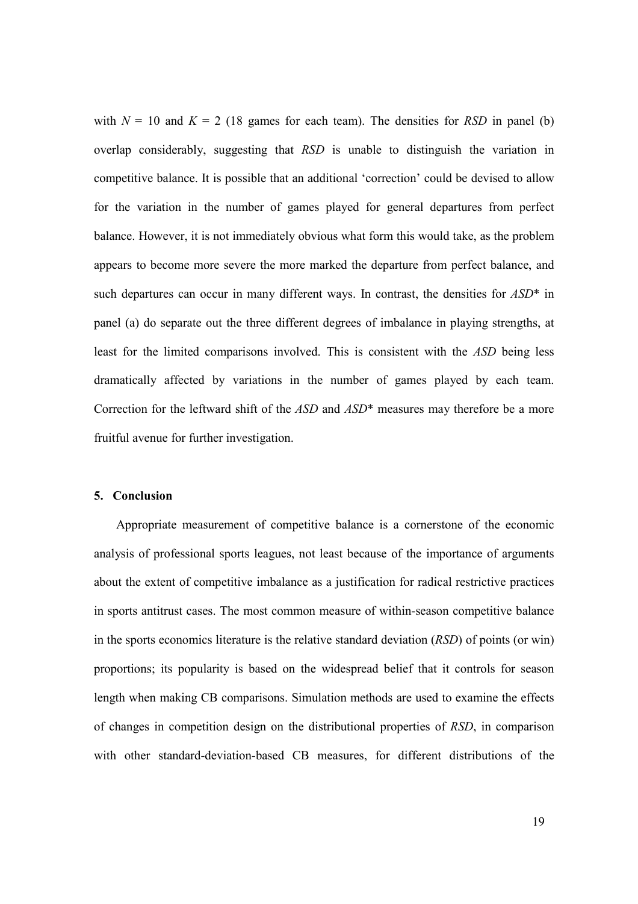with $N = 10$ and $K = 2$ (18 games for each team). The densities for *RSD* in panel (b) overlap considerably, suggesting that *RSD* is unable to distinguish the variation in competitive balance. It is possible that an additional 'correction' could be devised to allow for the variation in the number of games played for general departures from perfect balance. However, it is not immediately obvious what form this would take, as the problem appears to become more severe the more marked the departure from perfect balance, and such departures can occur in many different ways. In contrast, the densities for *ASD*\* in panel (a) do separate out the three different degrees of imbalance in playing strengths, at least for the limited comparisons involved. This is consistent with the *ASD* being less dramatically affected by variations in the number of games played by each team. Correction for the leftward shift of the *ASD* and *ASD*\* measures may therefore be a more fruitful avenue for further investigation.

## 5. Conclusion

Appropriate measurement of competitive balance is a cornerstone of the economic analysis of professional sports leagues, not least because of the importance of arguments about the extent of competitive imbalance as a justification for radical restrictive practices in sports antitrust cases. The most common measure of within-season competitive balance in the sports economics literature is the relative standard deviation (*RSD*) of points (or win) proportions; its popularity is based on the widespread belief that it controls for season length when making CB comparisons. Simulation methods are used to examine the effects of changes in competition design on the distributional properties of *RSD*, in comparison with other standard-deviation-based CB measures, for different distributions of the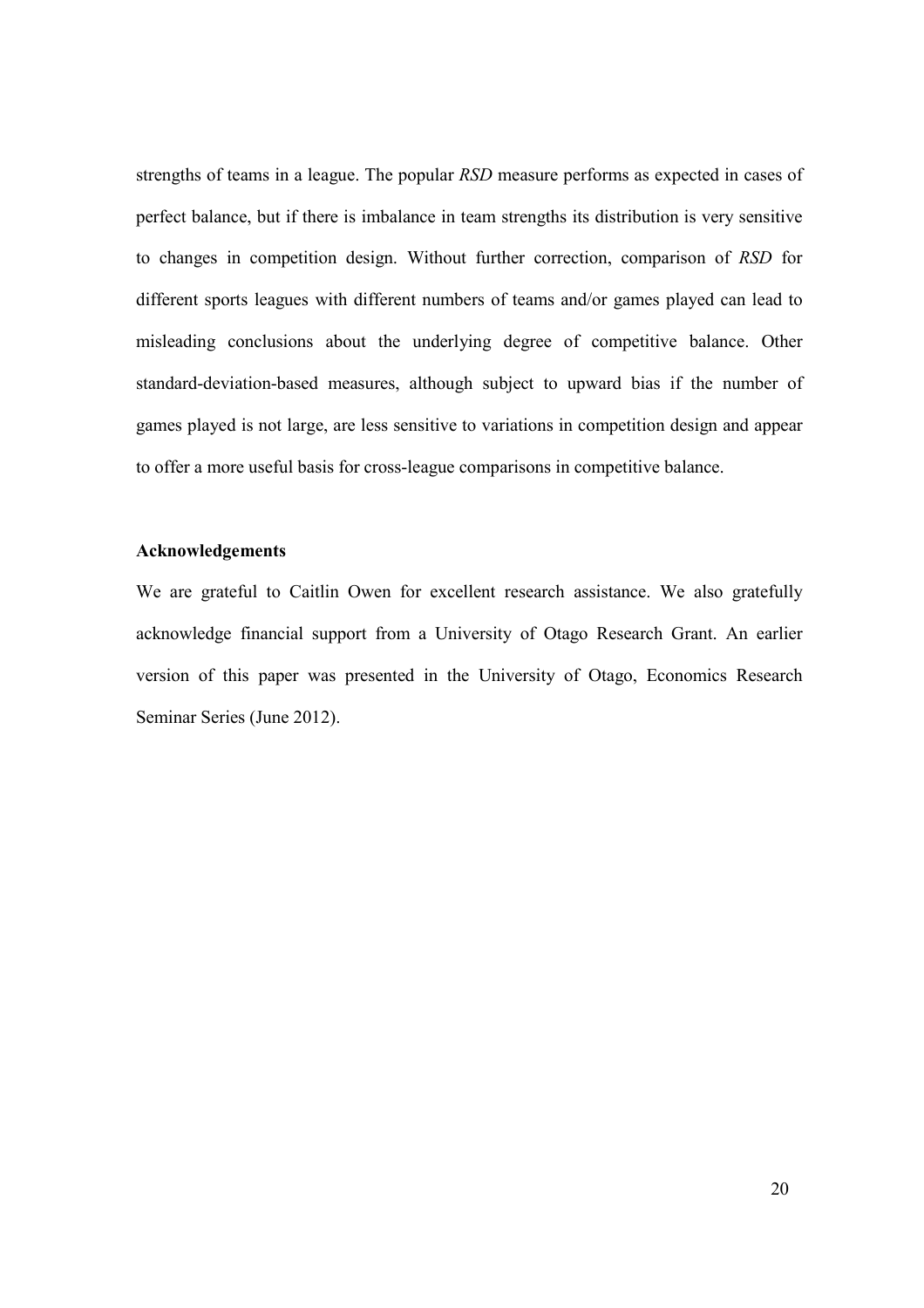strengths of teams in a league. The popular *RSD* measure performs as expected in cases of perfect balance, but if there is imbalance in team strengths its distribution is very sensitive to changes in competition design. Without further correction, comparison of *RSD* for different sports leagues with different numbers of teams and/or games played can lead to misleading conclusions about the underlying degree of competitive balance. Other standard-deviation-based measures, although subject to upward bias if the number of games played is not large, are less sensitive to variations in competition design and appear to offer a more useful basis for cross-league comparisons in competitive balance.

**Acknowledgements**

We are grateful to Caitlin Owen for excellent research assistance. We also gratefully acknowledge financial support from a University of Otago Research Grant. An earlier version of this paper was presented in the University of Otago, Economics Research Seminar Series (June 2012).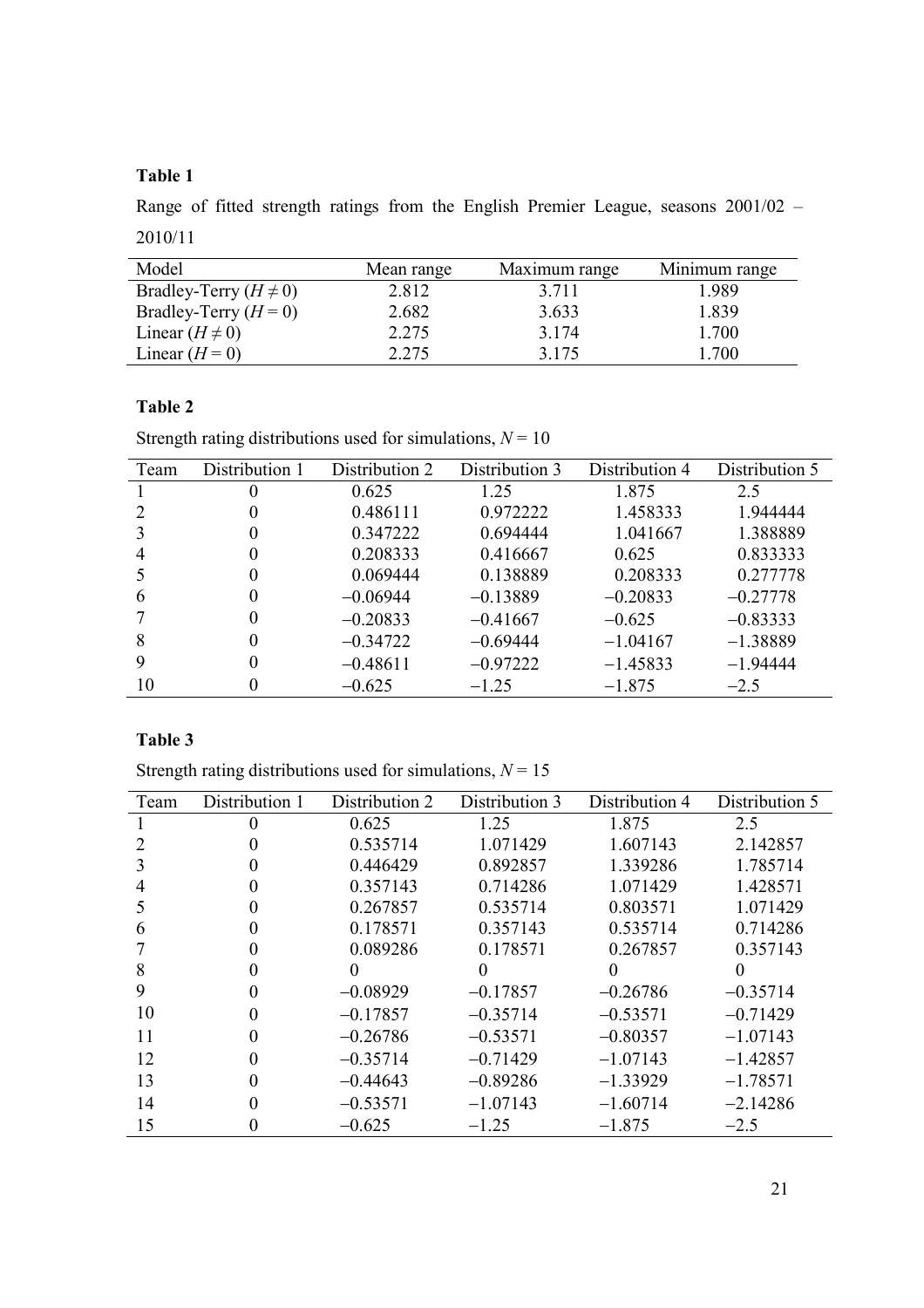**Table 1**

Range of fitted strength ratings from the English Premier League, seasons 2001/02 – 2010/11

| Model | Mean range | Maximum range | Minimum range |
|---|---|---|---|
| Bradley-Terry ($H \neq 0$) | 2.812 | 3.711 | 1.989 |
| Bradley-Terry ($H = 0$) | 2.682 | 3.633 | 1.839 |
| Linear ($H \neq 0$) | 2.275 | 3.174 | 1.700 |
| Linear ($H = 0$) | 2.275 | 3.175 | 1.700 |

**Table 2**

Strength rating distributions used for simulations, $N = 10$

| Team | Distribution 1 | Distribution 2 | Distribution 3 | Distribution 4 | Distribution 5 |
|---|---|---|---|---|---|
| 1 | 0 | 0.625 | 1.25 | 1.875 | 2.5 |
| 2 | 0 | 0.486111 | 0.972222 | 1.458333 | 1.944444 |
| 3 | 0 | 0.347222 | 0.694444 | 1.041667 | 1.388889 |
| 4 | 0 | 0.208333 | 0.416667 | 0.625 | 0.833333 |
| 5 | 0 | 0.069444 | 0.138889 | 0.208333 | 0.277778 |
| 6 | 0 | −0.06944 | −0.13889 | −0.20833 | −0.27778 |
| 7 | 0 | −0.20833 | −0.41667 | −0.625 | −0.83333 |
| 8 | 0 | −0.34722 | −0.69444 | −1.04167 | −1.38889 |
| 9 | 0 | −0.48611 | −0.97222 | −1.45833 | −1.94444 |
| 10 | 0 | −0.625 | −1.25 | −1.875 | −2.5 |

**Table 3**

Strength rating distributions used for simulations, $N = 15$

| Team | Distribution 1 | Distribution 2 | Distribution 3 | Distribution 4 | Distribution 5 |
|---|---|---|---|---|---|
| 1 | 0 | 0.625 | 1.25 | 1.875 | 2.5 |
| 2 | 0 | 0.535714 | 1.071429 | 1.607143 | 2.142857 |
| 3 | 0 | 0.446429 | 0.892857 | 1.339286 | 1.785714 |
| 4 | 0 | 0.357143 | 0.714286 | 1.071429 | 1.428571 |
| 5 | 0 | 0.267857 | 0.535714 | 0.803571 | 1.071429 |
| 6 | 0 | 0.178571 | 0.357143 | 0.535714 | 0.714286 |
| 7 | 0 | 0.089286 | 0.178571 | 0.267857 | 0.357143 |
| 8 | 0 | 0 | 0 | 0 | 0 |
| 9 | 0 | −0.08929 | −0.17857 | −0.26786 | −0.35714 |
| 10 | 0 | −0.17857 | −0.35714 | −0.53571 | −0.71429 |
| 11 | 0 | −0.26786 | −0.53571 | −0.80357 | −1.07143 |
| 12 | 0 | −0.35714 | −0.71429 | −1.07143 | −1.42857 |
| 13 | 0 | −0.44643 | −0.89286 | −1.33929 | −1.78571 |
| 14 | 0 | −0.53571 | −1.07143 | −1.60714 | −2.14286 |
| 15 | 0 | −0.625 | −1.25 | −1.875 | −2.5 |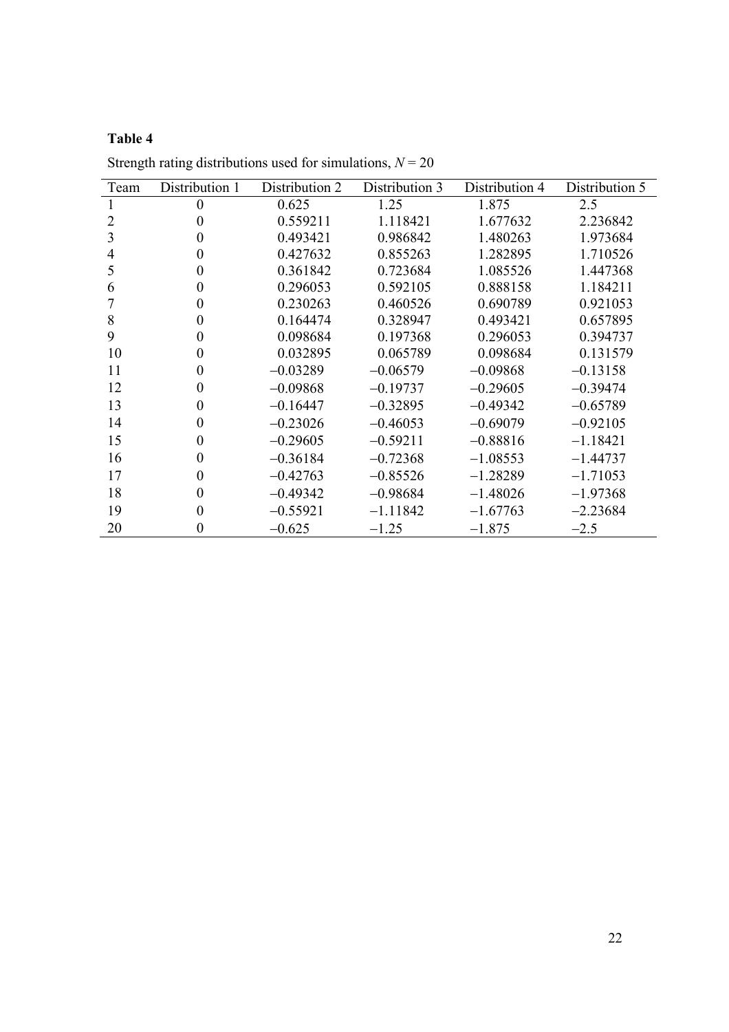**Table 4**

Strength rating distributions used for simulations, $N = 20$

| Team | Distribution 1 | Distribution 2 | Distribution 3 | Distribution 4 | Distribution 5 |
|---|---|---|---|---|---|
| 1 | 0 | 0.625 | 1.25 | 1.875 | 2.5 |
| 2 | 0 | 0.559211 | 1.118421 | 1.677632 | 2.236842 |
| 3 | 0 | 0.493421 | 0.986842 | 1.480263 | 1.973684 |
| 4 | 0 | 0.427632 | 0.855263 | 1.282895 | 1.710526 |
| 5 | 0 | 0.361842 | 0.723684 | 1.085526 | 1.447368 |
| 6 | 0 | 0.296053 | 0.592105 | 0.888158 | 1.184211 |
| 7 | 0 | 0.230263 | 0.460526 | 0.690789 | 0.921053 |
| 8 | 0 | 0.164474 | 0.328947 | 0.493421 | 0.657895 |
| 9 | 0 | 0.098684 | 0.197368 | 0.296053 | 0.394737 |
| 10 | 0 | 0.032895 | 0.065789 | 0.098684 | 0.131579 |
| 11 | 0 | −0.03289 | −0.06579 | −0.09868 | −0.13158 |
| 12 | 0 | −0.09868 | −0.19737 | −0.29605 | −0.39474 |
| 13 | 0 | −0.16447 | −0.32895 | −0.49342 | −0.65789 |
| 14 | 0 | −0.23026 | −0.46053 | −0.69079 | −0.92105 |
| 15 | 0 | −0.29605 | −0.59211 | −0.88816 | −1.18421 |
| 16 | 0 | −0.36184 | −0.72368 | −1.08553 | −1.44737 |
| 17 | 0 | −0.42763 | −0.85526 | −1.28289 | −1.71053 |
| 18 | 0 | −0.49342 | −0.98684 | −1.48026 | −1.97368 |
| 19 | 0 | −0.55921 | −1.11842 | −1.67763 | −2.23684 |
| 20 | 0 | −0.625 | −1.25 | −1.875 | −2.5 |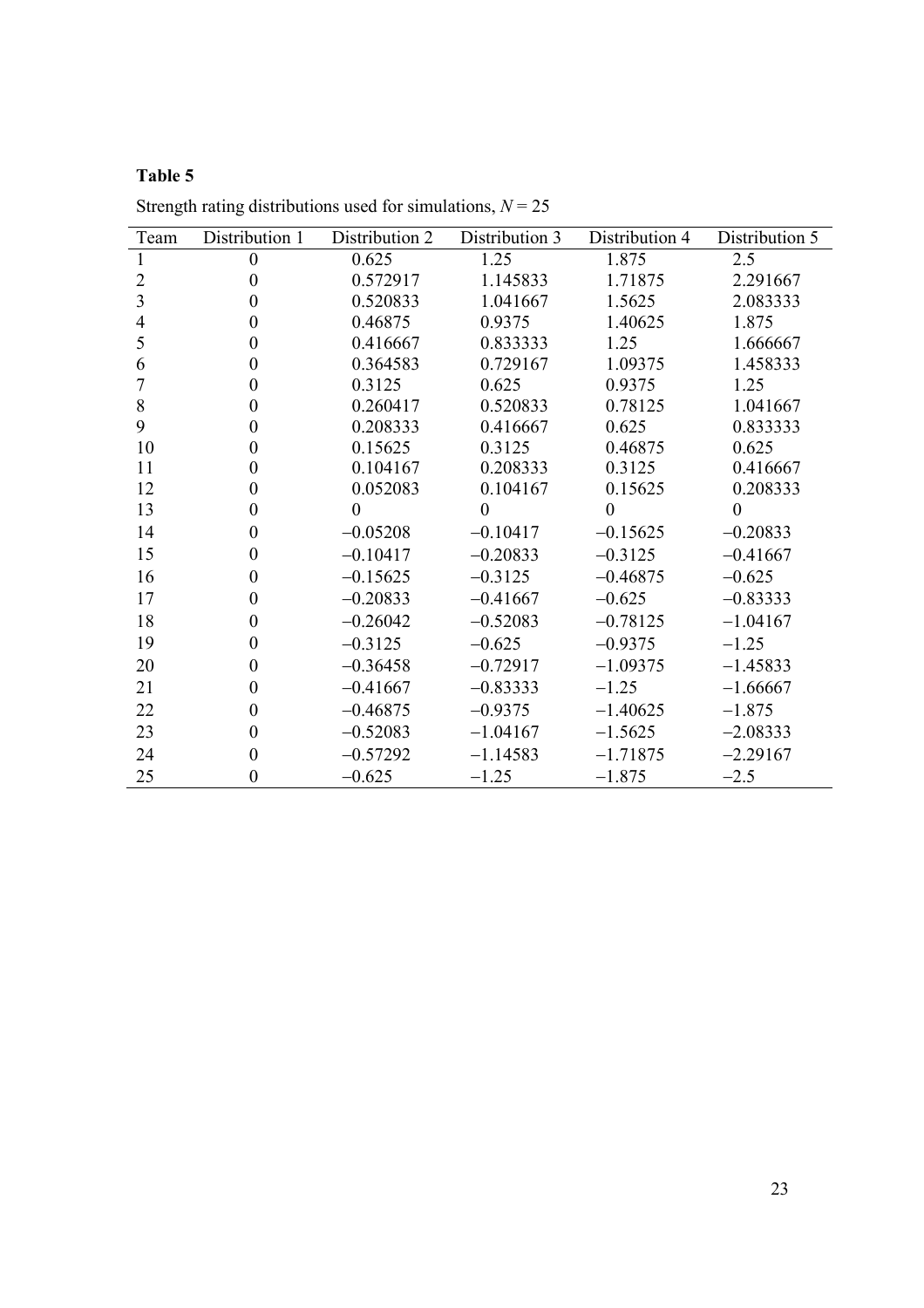**Table 5**

Strength rating distributions used for simulations, $N = 25$

| Team | Distribution 1 | Distribution 2 | Distribution 3 | Distribution 4 | Distribution 5 |
|---|---|---|---|---|---|
| 1 | 0 | 0.625 | 1.25 | 1.875 | 2.5 |
| 2 | 0 | 0.572917 | 1.145833 | 1.71875 | 2.291667 |
| 3 | 0 | 0.520833 | 1.041667 | 1.5625 | 2.083333 |
| 4 | 0 | 0.46875 | 0.9375 | 1.40625 | 1.875 |
| 5 | 0 | 0.416667 | 0.833333 | 1.25 | 1.666667 |
| 6 | 0 | 0.364583 | 0.729167 | 1.09375 | 1.458333 |
| 7 | 0 | 0.3125 | 0.625 | 0.9375 | 1.25 |
| 8 | 0 | 0.260417 | 0.520833 | 0.78125 | 1.041667 |
| 9 | 0 | 0.208333 | 0.416667 | 0.625 | 0.833333 |
| 10 | 0 | 0.15625 | 0.3125 | 0.46875 | 0.625 |
| 11 | 0 | 0.104167 | 0.208333 | 0.3125 | 0.416667 |
| 12 | 0 | 0.052083 | 0.104167 | 0.15625 | 0.208333 |
| 13 | 0 | 0 | 0 | 0 | 0 |
| 14 | 0 | −0.05208 | −0.10417 | −0.15625 | −0.20833 |
| 15 | 0 | −0.10417 | −0.20833 | −0.3125 | −0.41667 |
| 16 | 0 | −0.15625 | −0.3125 | −0.46875 | −0.625 |
| 17 | 0 | −0.20833 | −0.41667 | −0.625 | −0.83333 |
| 18 | 0 | −0.26042 | −0.52083 | −0.78125 | −1.04167 |
| 19 | 0 | −0.3125 | −0.625 | −0.9375 | −1.25 |
| 20 | 0 | −0.36458 | −0.72917 | −1.09375 | −1.45833 |
| 21 | 0 | −0.41667 | −0.83333 | −1.25 | −1.66667 |
| 22 | 0 | −0.46875 | −0.9375 | −1.40625 | −1.875 |
| 23 | 0 | −0.52083 | −1.04167 | −1.5625 | −2.08333 |
| 24 | 0 | −0.57292 | −1.14583 | −1.71875 | −2.29167 |
| 25 | 0 | −0.625 | −1.25 | −1.875 | −2.5 |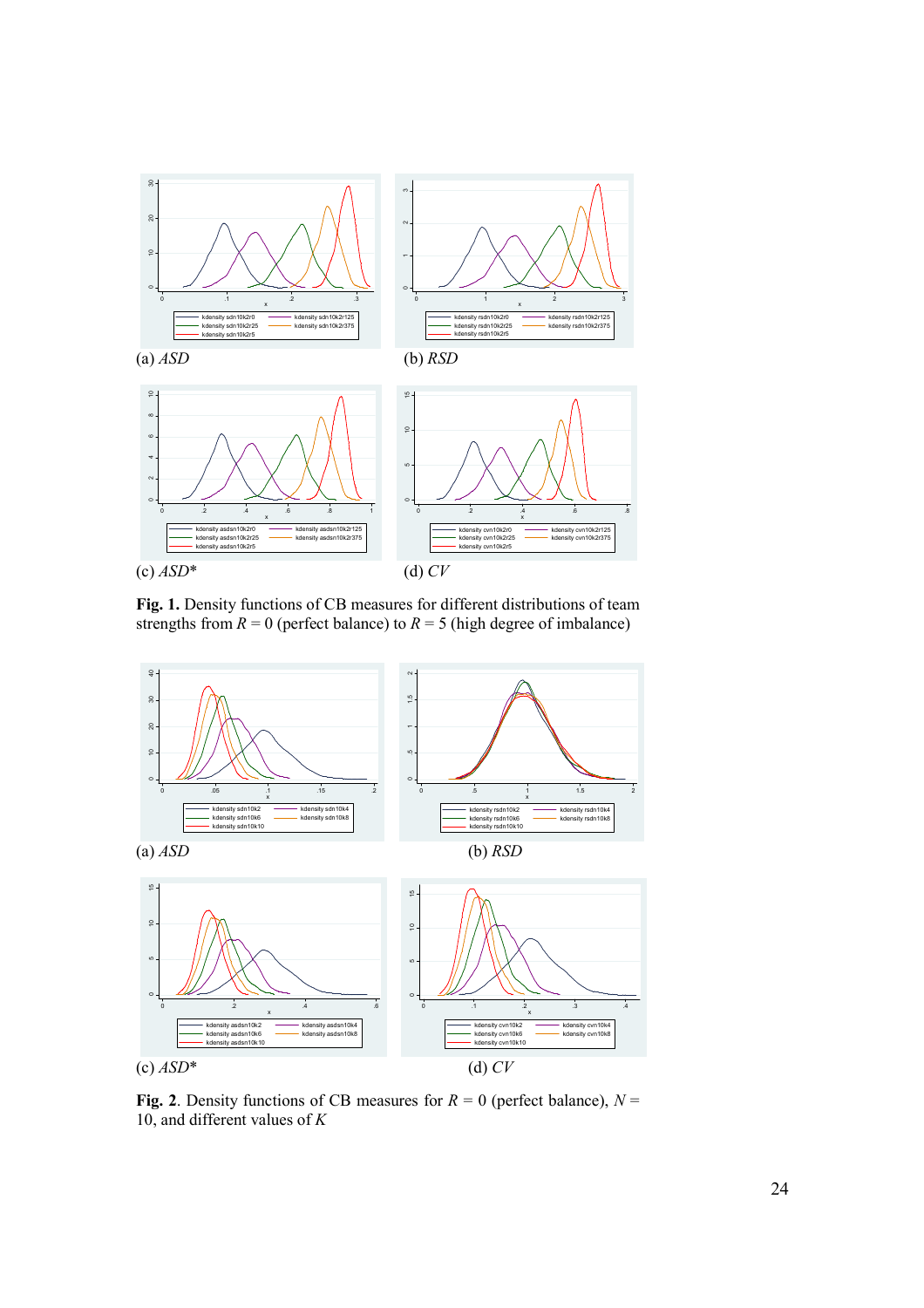(a) *ASD*

(b) *RSD*

(c) *ASD**

(d) *CV*

**Fig. 1.** Density functions of CB measures for different distributions of team strengths from $R = 0$ (perfect balance) to $R = 5$ (high degree of imbalance)

(a) *ASD*

(b) *RSD*

(c) *ASD**

(d) *CV*

**Fig. 2**. Density functions of CB measures for $R = 0$ (perfect balance), $N = 10$, and different values of $K$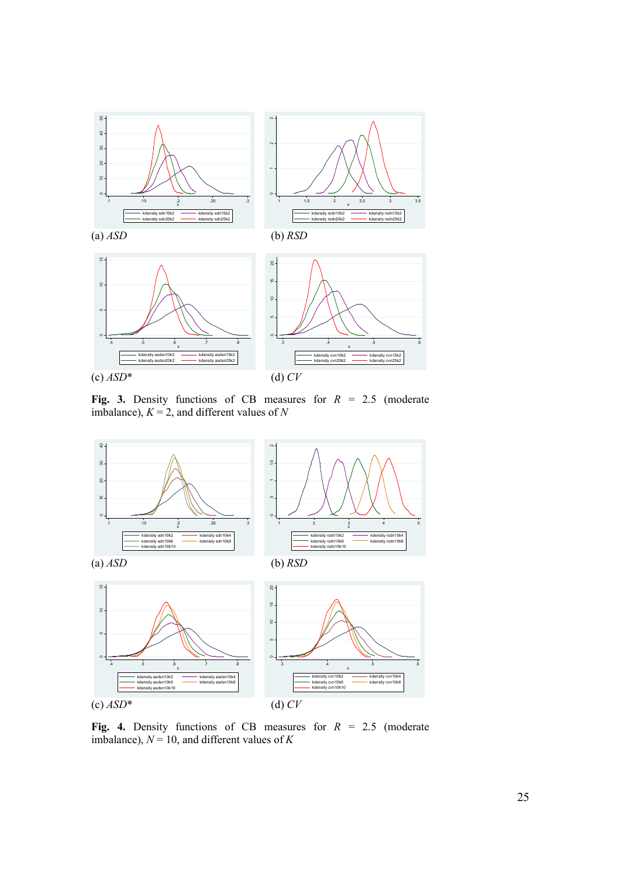(a) *ASD*

(b) *RSD*

(c) *ASD\**

(d) *CV*

**Fig. 3.** Density functions of CB measures for $R$ = 2.5 (moderate imbalance), $K$ = 2, and different values of $N$

(a) *ASD*

(b) *RSD*

(c) *ASD\**

(d) *CV*

**Fig. 4.** Density functions of CB measures for $R$ = 2.5 (moderate imbalance), $N$ = 10, and different values of $K$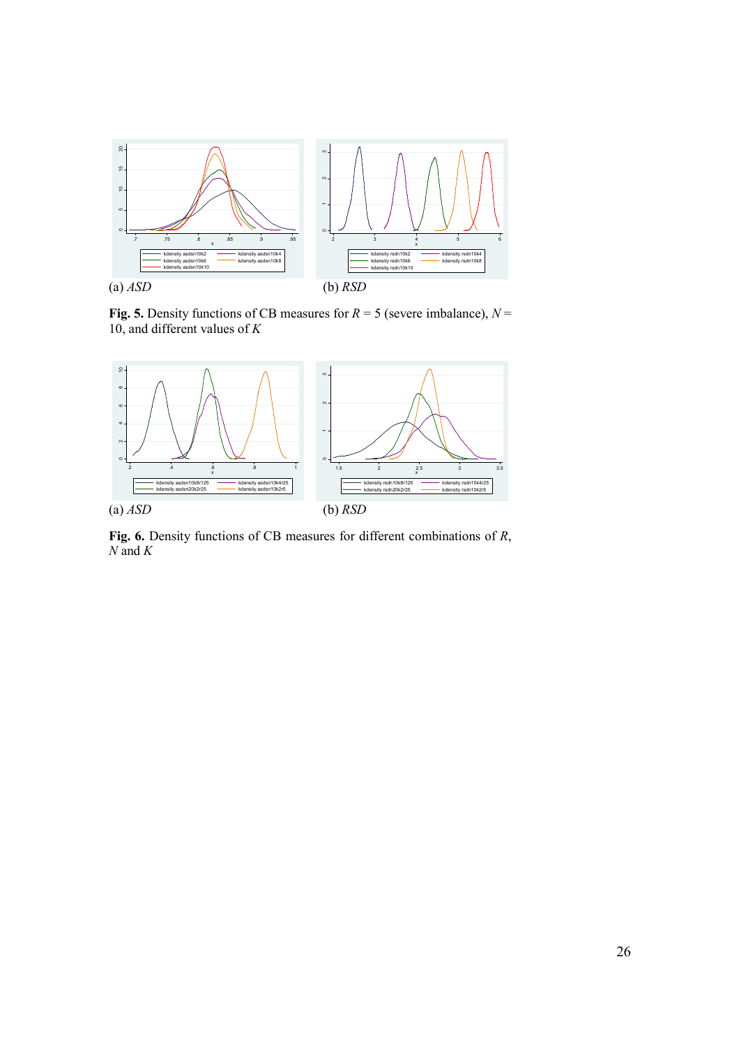(a) *ASD* (b) *RSD*

**Fig. 5.** Density functions of CB measures for $R$ = 5 (severe imbalance), $N$ = 10, and different values of $K$

(a) *ASD* (b) *RSD*

**Fig. 6.** Density functions of CB measures for different combinations of $R$, $N$ and $K$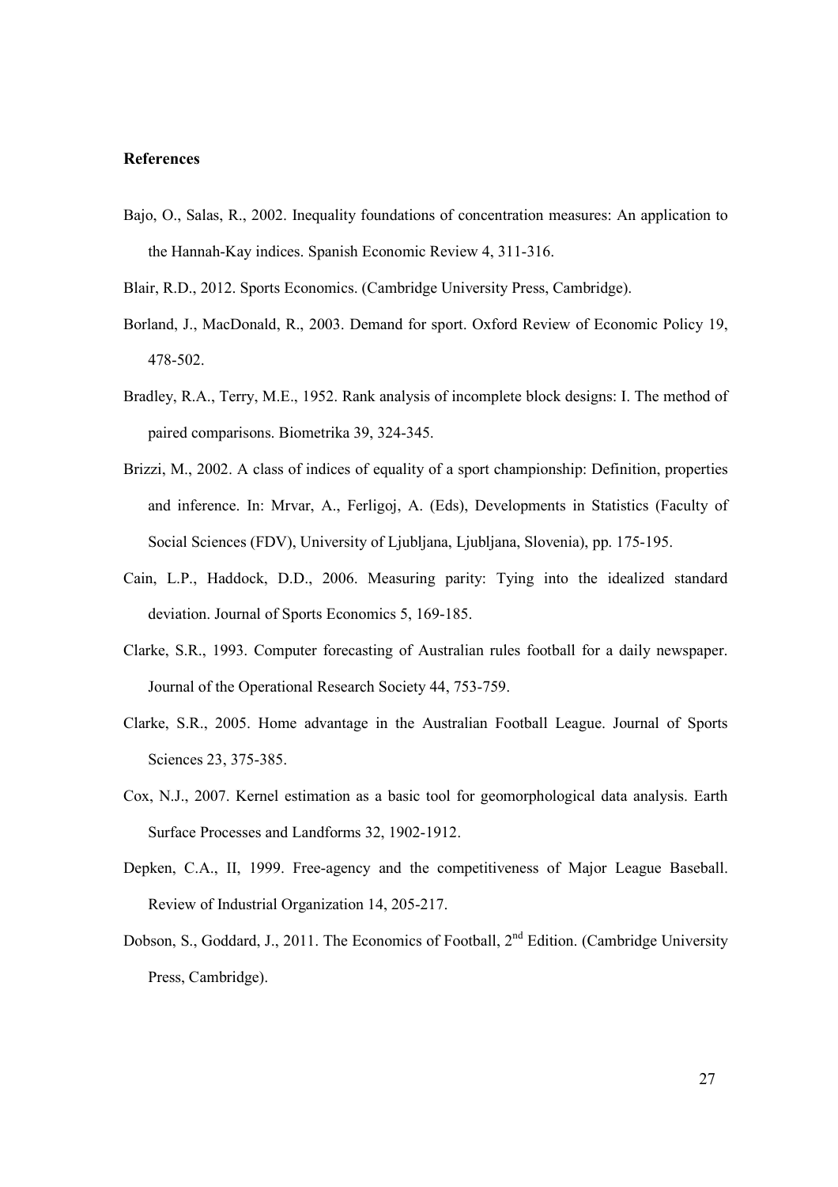## References

Bajo, O., Salas, R., 2002. Inequality foundations of concentration measures: An application to the Hannah-Kay indices. Spanish Economic Review 4, 311-316.

Blair, R.D., 2012. Sports Economics. (Cambridge University Press, Cambridge).

Borland, J., MacDonald, R., 2003. Demand for sport. Oxford Review of Economic Policy 19, 478-502.

Bradley, R.A., Terry, M.E., 1952. Rank analysis of incomplete block designs: I. The method of paired comparisons. Biometrika 39, 324-345.

Brizzi, M., 2002. A class of indices of equality of a sport championship: Definition, properties and inference. In: Mrvar, A., Ferligoj, A. (Eds), Developments in Statistics (Faculty of Social Sciences (FDV), University of Ljubljana, Ljubljana, Slovenia), pp. 175-195.

Cain, L.P., Haddock, D.D., 2006. Measuring parity: Tying into the idealized standard deviation. Journal of Sports Economics 5, 169-185.

Clarke, S.R., 1993. Computer forecasting of Australian rules football for a daily newspaper. Journal of the Operational Research Society 44, 753-759.

Clarke, S.R., 2005. Home advantage in the Australian Football League. Journal of Sports Sciences 23, 375-385.

Cox, N.J., 2007. Kernel estimation as a basic tool for geomorphological data analysis. Earth Surface Processes and Landforms 32, 1902-1912.

Depken, C.A., II, 1999. Free-agency and the competitiveness of Major League Baseball. Review of Industrial Organization 14, 205-217.

Dobson, S., Goddard, J., 2011. The Economics of Football, 2nd Edition. (Cambridge University Press, Cambridge).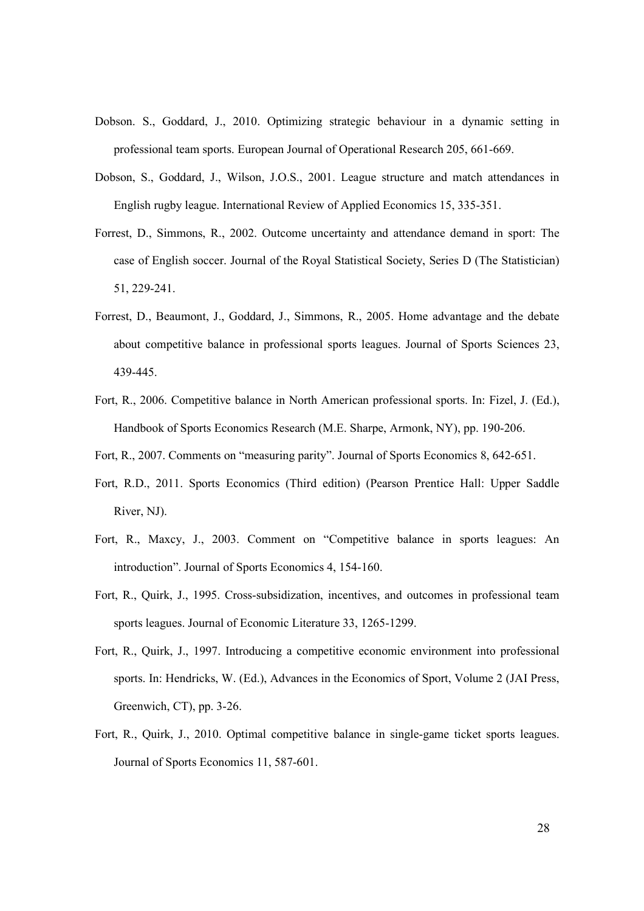Dobson. S., Goddard, J., 2010. Optimizing strategic behaviour in a dynamic setting in professional team sports. European Journal of Operational Research 205, 661-669.

Dobson, S., Goddard, J., Wilson, J.O.S., 2001. League structure and match attendances in English rugby league. International Review of Applied Economics 15, 335-351.

Forrest, D., Simmons, R., 2002. Outcome uncertainty and attendance demand in sport: The case of English soccer. Journal of the Royal Statistical Society, Series D (The Statistician) 51, 229-241.

Forrest, D., Beaumont, J., Goddard, J., Simmons, R., 2005. Home advantage and the debate about competitive balance in professional sports leagues. Journal of Sports Sciences 23, 439-445.

Fort, R., 2006. Competitive balance in North American professional sports. In: Fizel, J. (Ed.), Handbook of Sports Economics Research (M.E. Sharpe, Armonk, NY), pp. 190-206.

Fort, R., 2007. Comments on "measuring parity". Journal of Sports Economics 8, 642-651.

Fort, R.D., 2011. Sports Economics (Third edition) (Pearson Prentice Hall: Upper Saddle River, NJ).

Fort, R., Maxcy, J., 2003. Comment on "Competitive balance in sports leagues: An introduction". Journal of Sports Economics 4, 154-160.

Fort, R., Quirk, J., 1995. Cross-subsidization, incentives, and outcomes in professional team sports leagues. Journal of Economic Literature 33, 1265-1299.

Fort, R., Quirk, J., 1997. Introducing a competitive economic environment into professional sports. In: Hendricks, W. (Ed.), Advances in the Economics of Sport, Volume 2 (JAI Press, Greenwich, CT), pp. 3-26.

Fort, R., Quirk, J., 2010. Optimal competitive balance in single-game ticket sports leagues. Journal of Sports Economics 11, 587-601.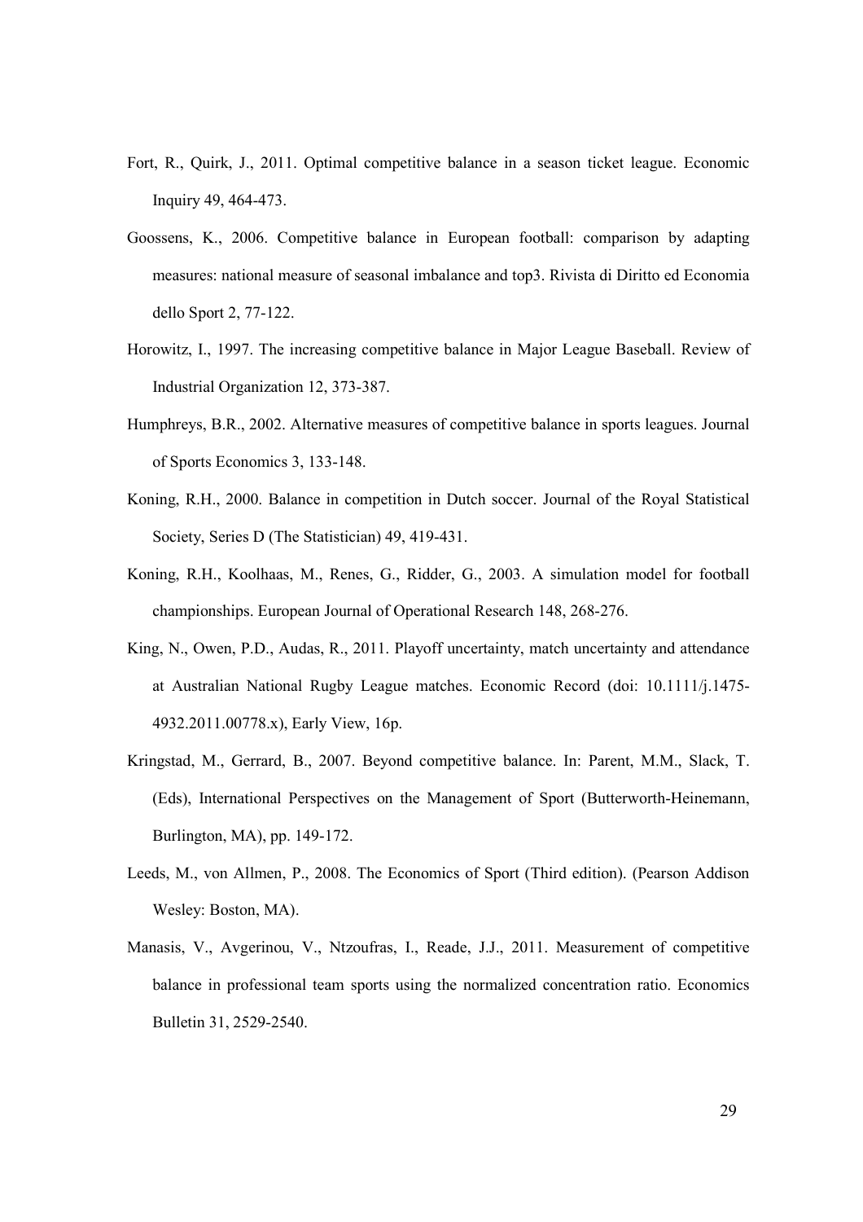Fort, R., Quirk, J., 2011. Optimal competitive balance in a season ticket league. Economic Inquiry 49, 464-473.

Goossens, K., 2006. Competitive balance in European football: comparison by adapting measures: national measure of seasonal imbalance and top3. Rivista di Diritto ed Economia dello Sport 2, 77-122.

Horowitz, I., 1997. The increasing competitive balance in Major League Baseball. Review of Industrial Organization 12, 373-387.

Humphreys, B.R., 2002. Alternative measures of competitive balance in sports leagues. Journal of Sports Economics 3, 133-148.

Koning, R.H., 2000. Balance in competition in Dutch soccer. Journal of the Royal Statistical Society, Series D (The Statistician) 49, 419-431.

Koning, R.H., Koolhaas, M., Renes, G., Ridder, G., 2003. A simulation model for football championships. European Journal of Operational Research 148, 268-276.

King, N., Owen, P.D., Audas, R., 2011. Playoff uncertainty, match uncertainty and attendance at Australian National Rugby League matches. Economic Record (doi: 10.1111/j.1475-4932.2011.00778.x), Early View, 16p.

Kringstad, M., Gerrard, B., 2007. Beyond competitive balance. In: Parent, M.M., Slack, T. (Eds), International Perspectives on the Management of Sport (Butterworth-Heinemann, Burlington, MA), pp. 149-172.

Leeds, M., von Allmen, P., 2008. The Economics of Sport (Third edition). (Pearson Addison Wesley: Boston, MA).

Manasis, V., Avgerinou, V., Ntzoufras, I., Reade, J.J., 2011. Measurement of competitive balance in professional team sports using the normalized concentration ratio. Economics Bulletin 31, 2529-2540.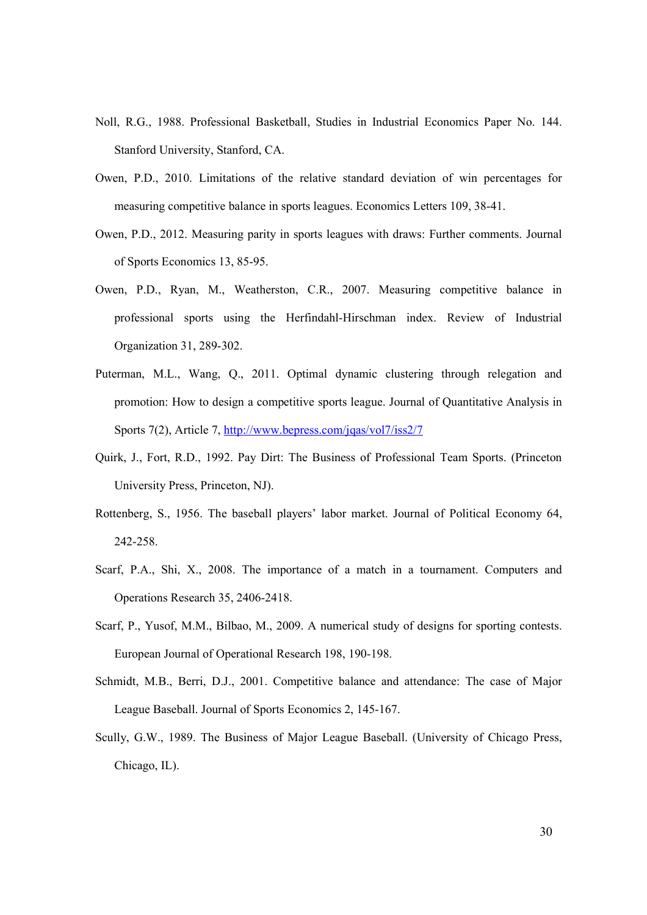Noll, R.G., 1988. Professional Basketball, Studies in Industrial Economics Paper No. 144. Stanford University, Stanford, CA.

Owen, P.D., 2010. Limitations of the relative standard deviation of win percentages for measuring competitive balance in sports leagues. Economics Letters 109, 38-41.

Owen, P.D., 2012. Measuring parity in sports leagues with draws: Further comments. Journal of Sports Economics 13, 85-95.

Owen, P.D., Ryan, M., Weatherston, C.R., 2007. Measuring competitive balance in professional sports using the Herfindahl-Hirschman index. Review of Industrial Organization 31, 289-302.

Puterman, M.L., Wang, Q., 2011. Optimal dynamic clustering through relegation and promotion: How to design a competitive sports league. Journal of Quantitative Analysis in Sports 7(2), Article 7, http://www.bepress.com/jqas/vol7/iss2/7

Quirk, J., Fort, R.D., 1992. Pay Dirt: The Business of Professional Team Sports. (Princeton University Press, Princeton, NJ).

Rottenberg, S., 1956. The baseball players' labor market. Journal of Political Economy 64, 242-258.

Scarf, P.A., Shi, X., 2008. The importance of a match in a tournament. Computers and Operations Research 35, 2406-2418.

Scarf, P., Yusof, M.M., Bilbao, M., 2009. A numerical study of designs for sporting contests. European Journal of Operational Research 198, 190-198.

Schmidt, M.B., Berri, D.J., 2001. Competitive balance and attendance: The case of Major League Baseball. Journal of Sports Economics 2, 145-167.

Scully, G.W., 1989. The Business of Major League Baseball. (University of Chicago Press, Chicago, IL).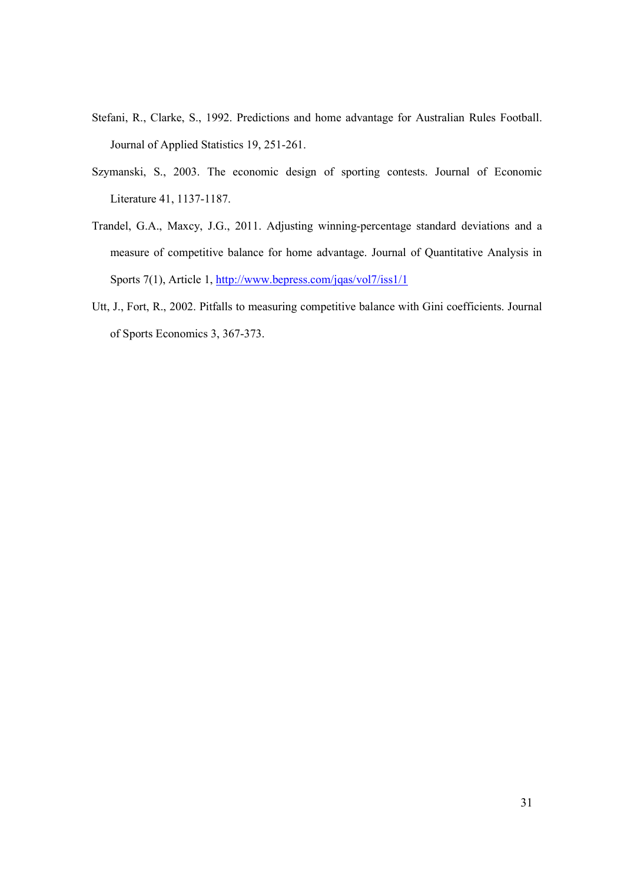Stefani, R., Clarke, S., 1992. Predictions and home advantage for Australian Rules Football. Journal of Applied Statistics 19, 251-261.

Szymanski, S., 2003. The economic design of sporting contests. Journal of Economic Literature 41, 1137-1187.

Trandel, G.A., Maxcy, J.G., 2011. Adjusting winning-percentage standard deviations and a measure of competitive balance for home advantage. Journal of Quantitative Analysis in Sports 7(1), Article 1, http://www.bepress.com/jqas/vol7/iss1/1

Utt, J., Fort, R., 2002. Pitfalls to measuring competitive balance with Gini coefficients. Journal of Sports Economics 3, 367-373.